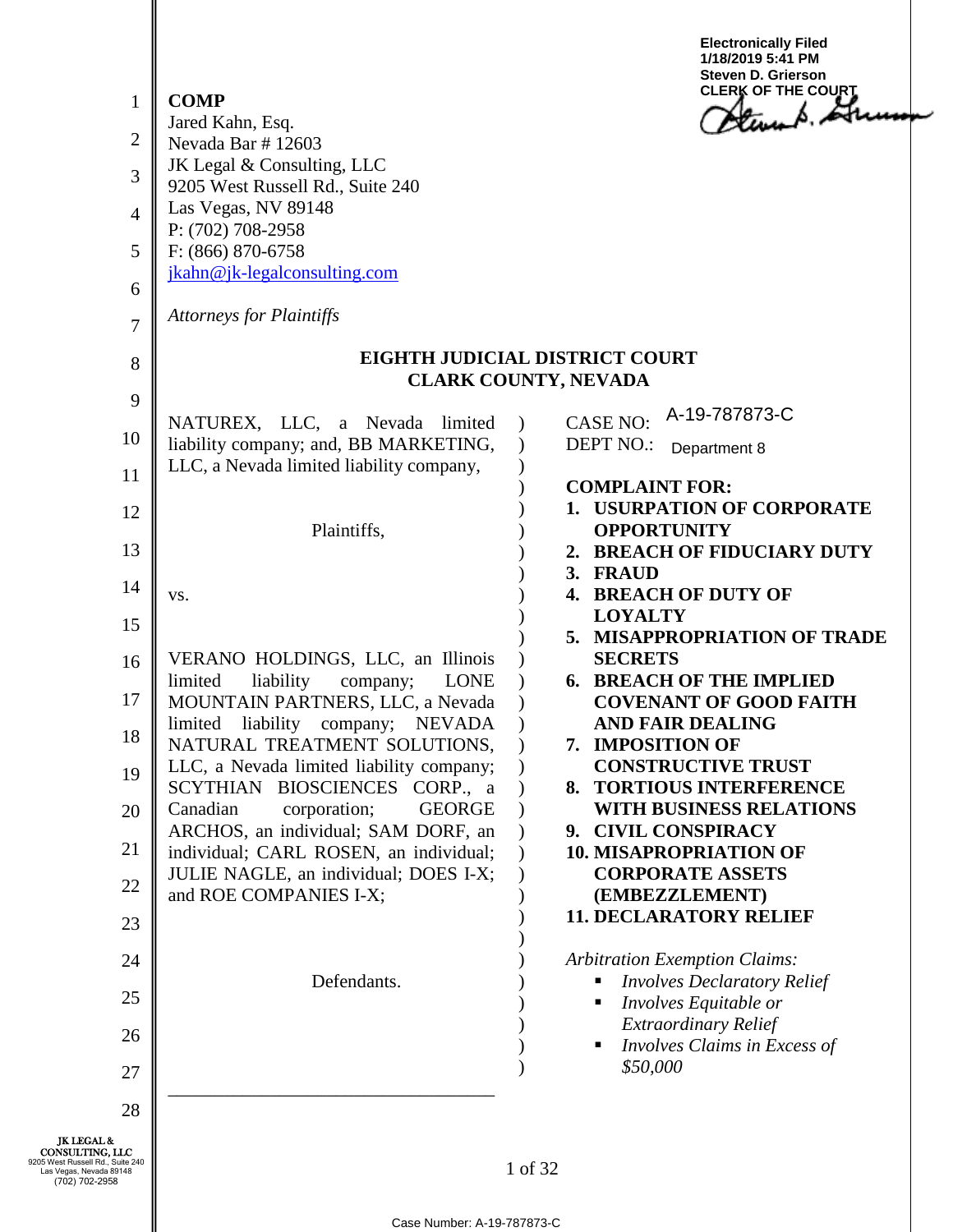Electronically Filed
1/18/2019 5:41 PM
Steven D. Grierson
CLERK OF THE COURT

**COMP**
Jared Kahn, Esq.
Nevada Bar # 12603
JK Legal & Consulting, LLC
9205 West Russell Rd., Suite 240
Las Vegas, NV 89148
P: (702) 708-2958
F: (866) 870-6758
jkahn@jk-legalconsulting.com

*Attorneys for Plaintiffs*

**EIGHTH JUDICIAL DISTRICT COURT**
**CLARK COUNTY, NEVADA**

NATUREX, LLC, a Nevada limited liability company; and, BB MARKETING, LLC, a Nevada limited liability company,

Plaintiffs,

vs.

VERANO HOLDINGS, LLC, an Illinois limited liability company; LONE MOUNTAIN PARTNERS, LLC, a Nevada limited liability company; NEVADA NATURAL TREATMENT SOLUTIONS, LLC, a Nevada limited liability company; SCYTHIAN BIOSCIENCES CORP., a Canadian corporation; GEORGE ARCHOS, an individual; SAM DORF, an individual; CARL ROSEN, an individual; JULIE NAGLE, an individual; DOES I-X; and ROE COMPANIES I-X;

Defendants.

CASE NO: A-19-787873-C
DEPT NO.: Department 8

**COMPLAINT FOR:**
1. **USURPATION OF CORPORATE OPPORTUNITY**
2. **BREACH OF FIDUCIARY DUTY**
3. **FRAUD**
4. **BREACH OF DUTY OF LOYALTY**
5. **MISAPPROPRIATION OF TRADE SECRETS**
6. **BREACH OF THE IMPLIED COVENANT OF GOOD FAITH AND FAIR DEALING**
7. **IMPOSITION OF CONSTRUCTIVE TRUST**
8. **TORTIOUS INTERFERENCE WITH BUSINESS RELATIONS**
9. **CIVIL CONSPIRACY**
10. **MISAPPROPRIATION OF CORPORATE ASSETS (EMBEZZLEMENT)**
11. **DECLARATORY RELIEF**

*Arbitration Exemption Claims:*
- *Involves Declaratory Relief*
- *Involves Equitable or Extraordinary Relief*
- *Involves Claims in Excess of $50,000*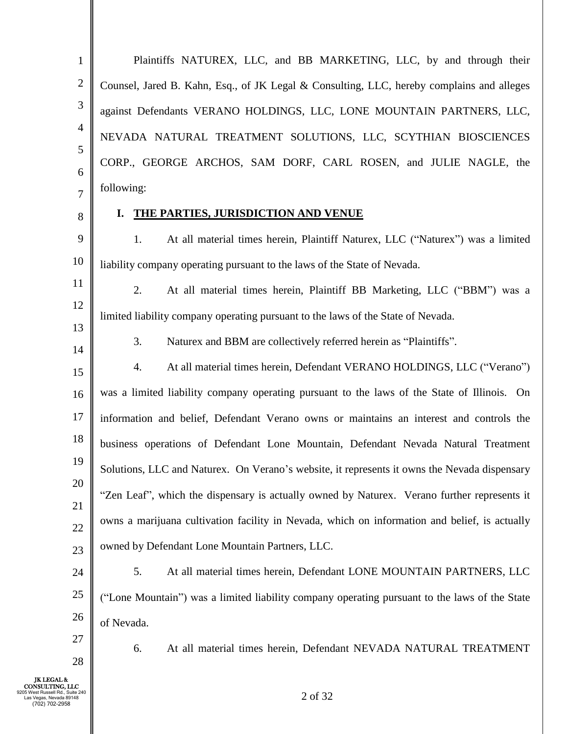Plaintiffs NATUREX, LLC, and BB MARKETING, LLC, by and through their Counsel, Jared B. Kahn, Esq., of JK Legal & Consulting, LLC, hereby complains and alleges against Defendants VERANO HOLDINGS, LLC, LONE MOUNTAIN PARTNERS, LLC, NEVADA NATURAL TREATMENT SOLUTIONS, LLC, SCYTHIAN BIOSCIENCES CORP., GEORGE ARCHOS, SAM DORF, CARL ROSEN, and JULIE NAGLE, the following:

## I. THE PARTIES, JURISDICTION AND VENUE

1. At all material times herein, Plaintiff Naturex, LLC ("Naturex") was a limited liability company operating pursuant to the laws of the State of Nevada.

2. At all material times herein, Plaintiff BB Marketing, LLC ("BBM") was a limited liability company operating pursuant to the laws of the State of Nevada.

3. Naturex and BBM are collectively referred herein as "Plaintiffs".

4. At all material times herein, Defendant VERANO HOLDINGS, LLC ("Verano") was a limited liability company operating pursuant to the laws of the State of Illinois. On information and belief, Defendant Verano owns or maintains an interest and controls the business operations of Defendant Lone Mountain, Defendant Nevada Natural Treatment Solutions, LLC and Naturex. On Verano's website, it represents it owns the Nevada dispensary "Zen Leaf", which the dispensary is actually owned by Naturex. Verano further represents it owns a marijuana cultivation facility in Nevada, which on information and belief, is actually owned by Defendant Lone Mountain Partners, LLC.

5. At all material times herein, Defendant LONE MOUNTAIN PARTNERS, LLC ("Lone Mountain") was a limited liability company operating pursuant to the laws of the State of Nevada.

6. At all material times herein, Defendant NEVADA NATURAL TREATMENT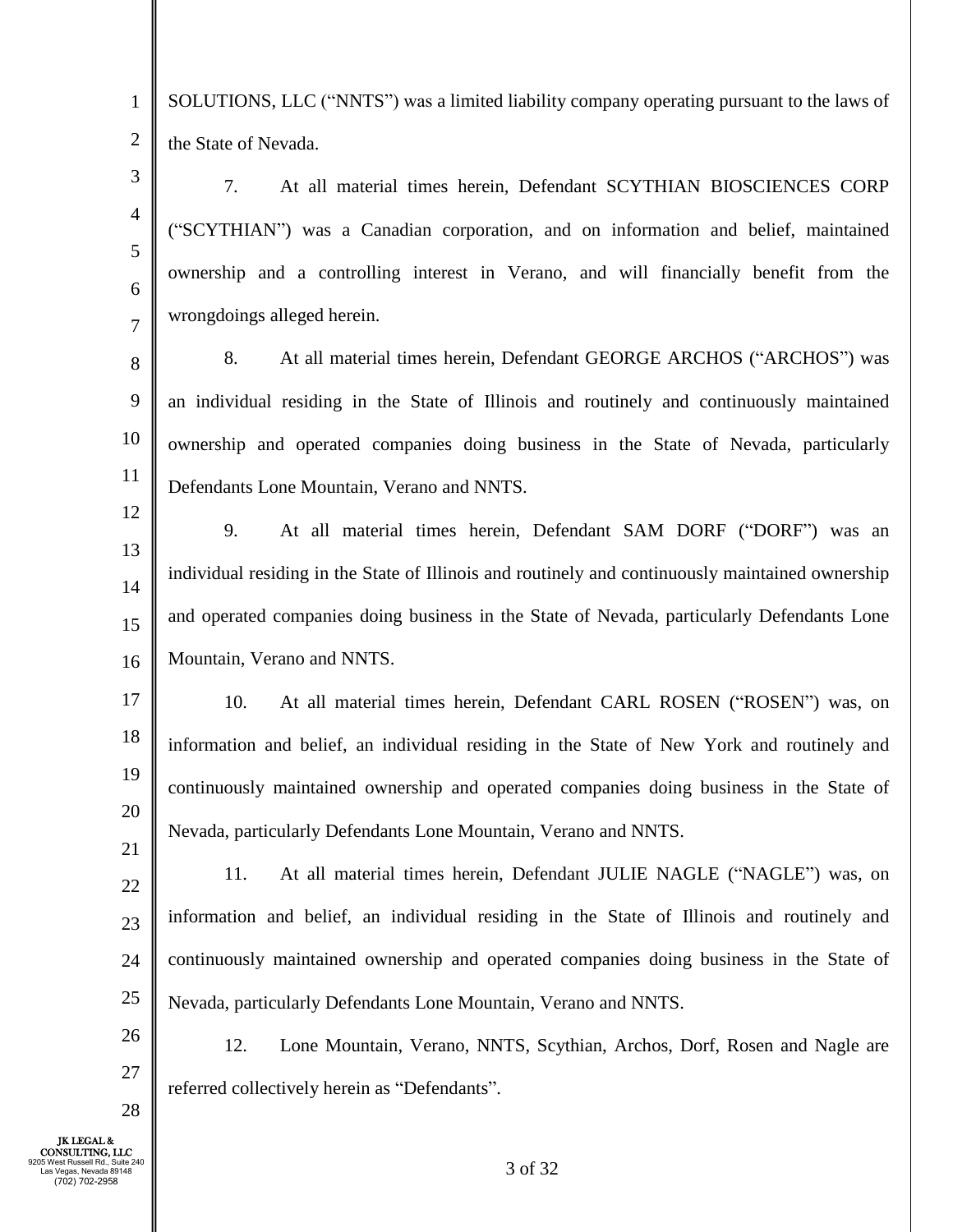SOLUTIONS, LLC ("NNTS") was a limited liability company operating pursuant to the laws of the State of Nevada.

7. At all material times herein, Defendant SCYTHIAN BIOSCIENCES CORP ("SCYTHIAN") was a Canadian corporation, and on information and belief, maintained ownership and a controlling interest in Verano, and will financially benefit from the wrongdoings alleged herein.

8. At all material times herein, Defendant GEORGE ARCHOS ("ARCHOS") was an individual residing in the State of Illinois and routinely and continuously maintained ownership and operated companies doing business in the State of Nevada, particularly Defendants Lone Mountain, Verano and NNTS.

9. At all material times herein, Defendant SAM DORF ("DORF") was an individual residing in the State of Illinois and routinely and continuously maintained ownership and operated companies doing business in the State of Nevada, particularly Defendants Lone Mountain, Verano and NNTS.

10. At all material times herein, Defendant CARL ROSEN ("ROSEN") was, on information and belief, an individual residing in the State of New York and routinely and continuously maintained ownership and operated companies doing business in the State of Nevada, particularly Defendants Lone Mountain, Verano and NNTS.

11. At all material times herein, Defendant JULIE NAGLE ("NAGLE") was, on information and belief, an individual residing in the State of Illinois and routinely and continuously maintained ownership and operated companies doing business in the State of Nevada, particularly Defendants Lone Mountain, Verano and NNTS.

12. Lone Mountain, Verano, NNTS, Scythian, Archos, Dorf, Rosen and Nagle are referred collectively herein as "Defendants".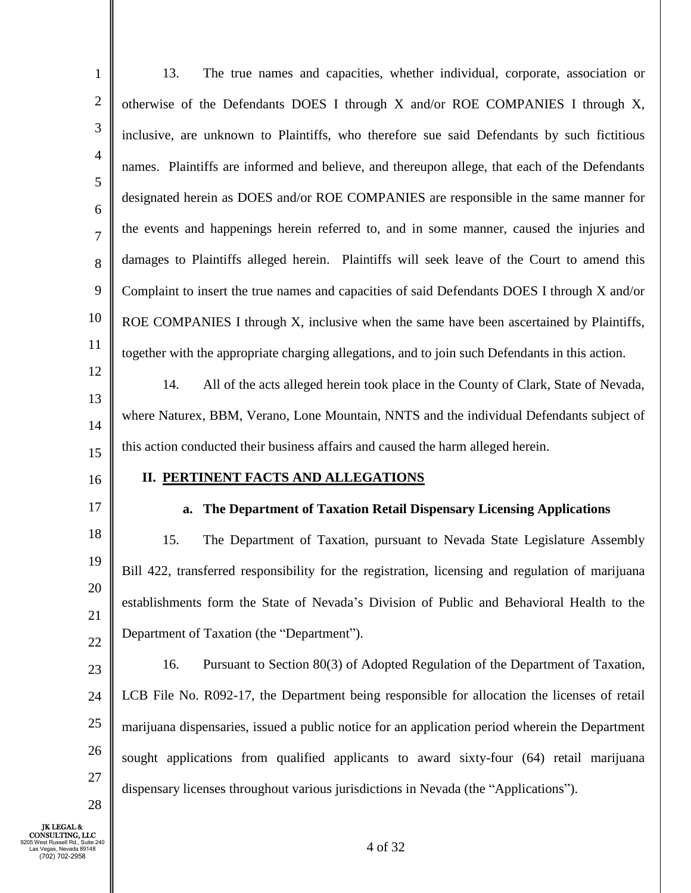13. The true names and capacities, whether individual, corporate, association or otherwise of the Defendants DOES I through X and/or ROE COMPANIES I through X, inclusive, are unknown to Plaintiffs, who therefore sue said Defendants by such fictitious names. Plaintiffs are informed and believe, and thereupon allege, that each of the Defendants designated herein as DOES and/or ROE COMPANIES are responsible in the same manner for the events and happenings herein referred to, and in some manner, caused the injuries and damages to Plaintiffs alleged herein. Plaintiffs will seek leave of the Court to amend this Complaint to insert the true names and capacities of said Defendants DOES I through X and/or ROE COMPANIES I through X, inclusive when the same have been ascertained by Plaintiffs, together with the appropriate charging allegations, and to join such Defendants in this action.

14. All of the acts alleged herein took place in the County of Clark, State of Nevada, where Naturex, BBM, Verano, Lone Mountain, NNTS and the individual Defendants subject of this action conducted their business affairs and caused the harm alleged herein.

## II. PERTINENT FACTS AND ALLEGATIONS

### a. The Department of Taxation Retail Dispensary Licensing Applications

15. The Department of Taxation, pursuant to Nevada State Legislature Assembly Bill 422, transferred responsibility for the registration, licensing and regulation of marijuana establishments form the State of Nevada's Division of Public and Behavioral Health to the Department of Taxation (the "Department").

16. Pursuant to Section 80(3) of Adopted Regulation of the Department of Taxation, LCB File No. R092-17, the Department being responsible for allocation the licenses of retail marijuana dispensaries, issued a public notice for an application period wherein the Department sought applications from qualified applicants to award sixty-four (64) retail marijuana dispensary licenses throughout various jurisdictions in Nevada (the "Applications").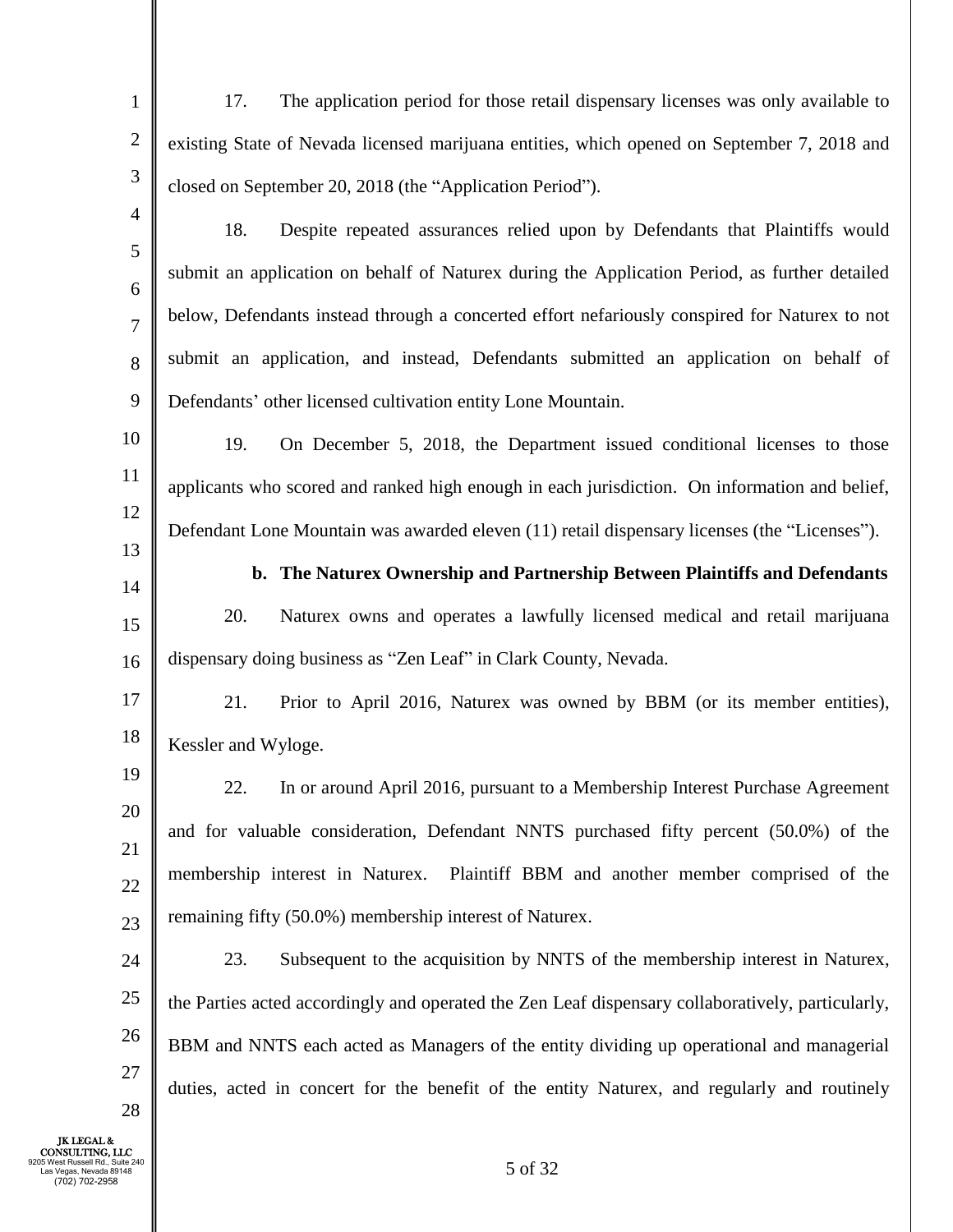17. The application period for those retail dispensary licenses was only available to existing State of Nevada licensed marijuana entities, which opened on September 7, 2018 and closed on September 20, 2018 (the "Application Period").

18. Despite repeated assurances relied upon by Defendants that Plaintiffs would submit an application on behalf of Naturex during the Application Period, as further detailed below, Defendants instead through a concerted effort nefariously conspired for Naturex to not submit an application, and instead, Defendants submitted an application on behalf of Defendants' other licensed cultivation entity Lone Mountain.

19. On December 5, 2018, the Department issued conditional licenses to those applicants who scored and ranked high enough in each jurisdiction. On information and belief, Defendant Lone Mountain was awarded eleven (11) retail dispensary licenses (the "Licenses").

**b. The Naturex Ownership and Partnership Between Plaintiffs and Defendants**

20. Naturex owns and operates a lawfully licensed medical and retail marijuana dispensary doing business as "Zen Leaf" in Clark County, Nevada.

21. Prior to April 2016, Naturex was owned by BBM (or its member entities), Kessler and Wyloge.

22. In or around April 2016, pursuant to a Membership Interest Purchase Agreement and for valuable consideration, Defendant NNTS purchased fifty percent (50.0%) of the membership interest in Naturex. Plaintiff BBM and another member comprised of the remaining fifty (50.0%) membership interest of Naturex.

23. Subsequent to the acquisition by NNTS of the membership interest in Naturex, the Parties acted accordingly and operated the Zen Leaf dispensary collaboratively, particularly, BBM and NNTS each acted as Managers of the entity dividing up operational and managerial duties, acted in concert for the benefit of the entity Naturex, and regularly and routinely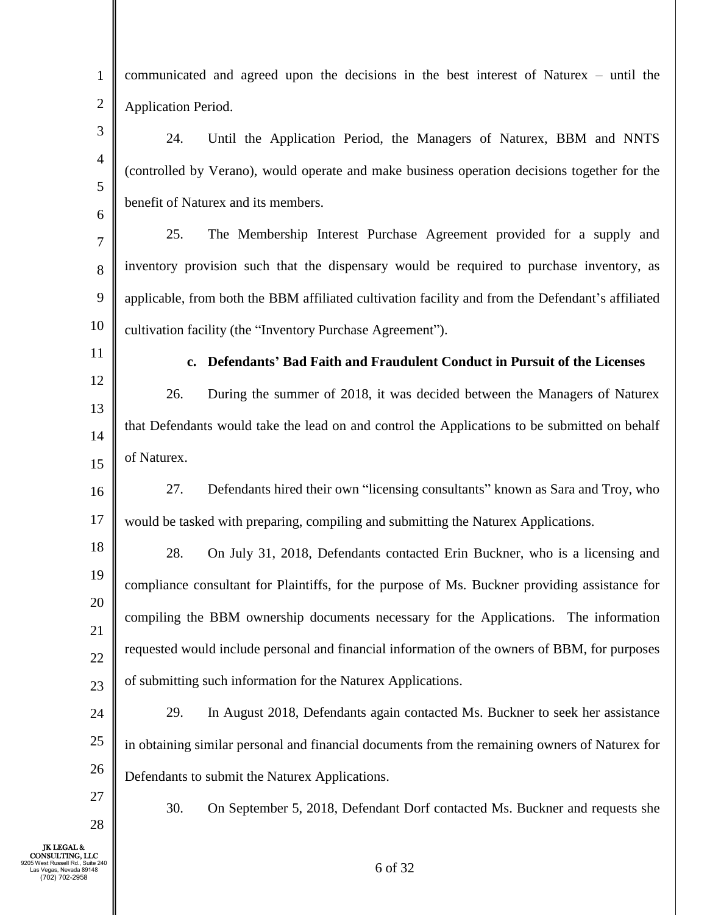communicated and agreed upon the decisions in the best interest of Naturex – until the Application Period.

24. Until the Application Period, the Managers of Naturex, BBM and NNTS (controlled by Verano), would operate and make business operation decisions together for the benefit of Naturex and its members.

25. The Membership Interest Purchase Agreement provided for a supply and inventory provision such that the dispensary would be required to purchase inventory, as applicable, from both the BBM affiliated cultivation facility and from the Defendant's affiliated cultivation facility (the "Inventory Purchase Agreement").

**c. Defendants' Bad Faith and Fraudulent Conduct in Pursuit of the Licenses**

26. During the summer of 2018, it was decided between the Managers of Naturex that Defendants would take the lead on and control the Applications to be submitted on behalf of Naturex.

27. Defendants hired their own "licensing consultants" known as Sara and Troy, who would be tasked with preparing, compiling and submitting the Naturex Applications.

28. On July 31, 2018, Defendants contacted Erin Buckner, who is a licensing and compliance consultant for Plaintiffs, for the purpose of Ms. Buckner providing assistance for compiling the BBM ownership documents necessary for the Applications. The information requested would include personal and financial information of the owners of BBM, for purposes of submitting such information for the Naturex Applications.

29. In August 2018, Defendants again contacted Ms. Buckner to seek her assistance in obtaining similar personal and financial documents from the remaining owners of Naturex for Defendants to submit the Naturex Applications.

30. On September 5, 2018, Defendant Dorf contacted Ms. Buckner and requests she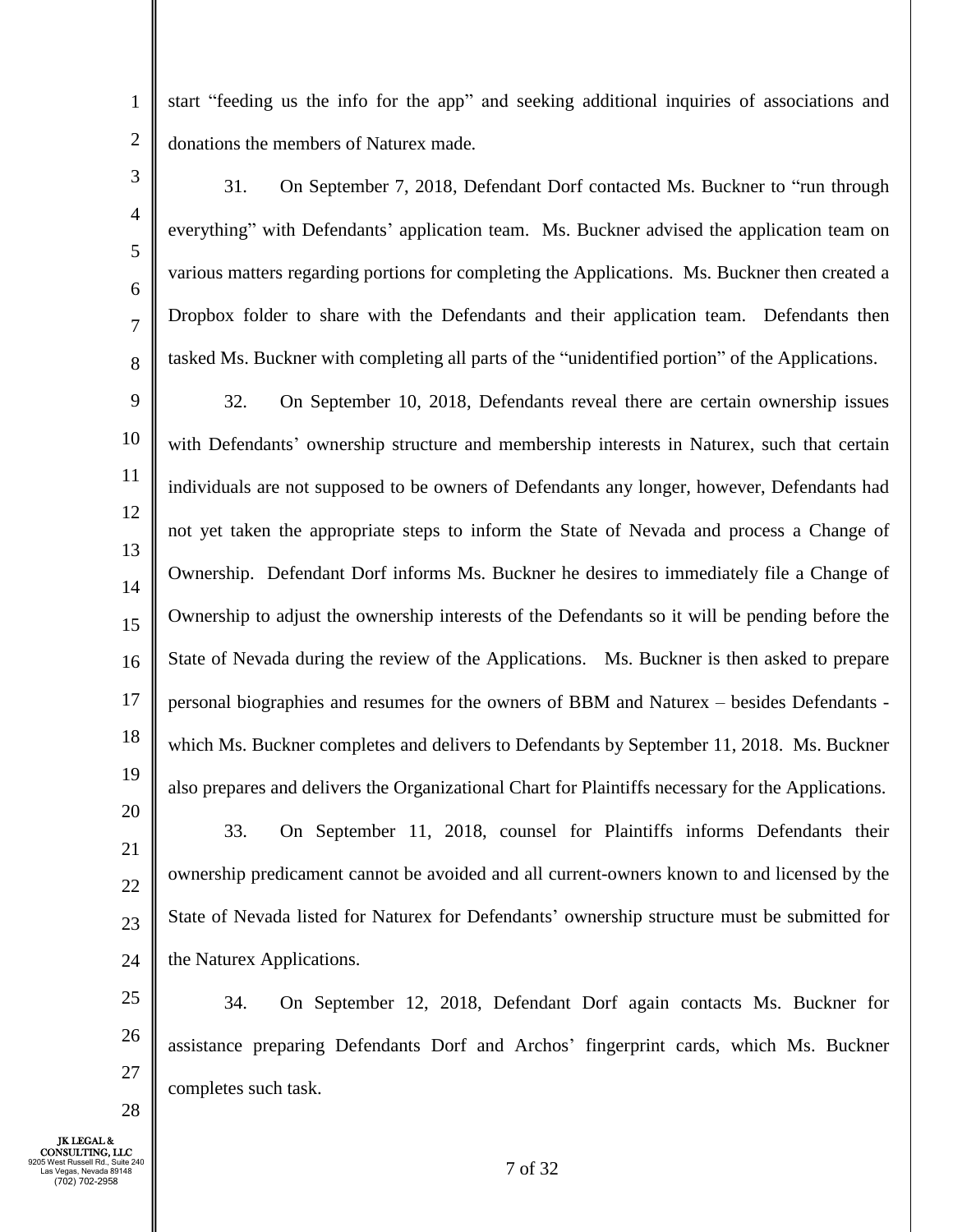start "feeding us the info for the app" and seeking additional inquiries of associations and donations the members of Naturex made.

31. On September 7, 2018, Defendant Dorf contacted Ms. Buckner to "run through everything" with Defendants' application team. Ms. Buckner advised the application team on various matters regarding portions for completing the Applications. Ms. Buckner then created a Dropbox folder to share with the Defendants and their application team. Defendants then tasked Ms. Buckner with completing all parts of the "unidentified portion" of the Applications.

32. On September 10, 2018, Defendants reveal there are certain ownership issues with Defendants' ownership structure and membership interests in Naturex, such that certain individuals are not supposed to be owners of Defendants any longer, however, Defendants had not yet taken the appropriate steps to inform the State of Nevada and process a Change of Ownership. Defendant Dorf informs Ms. Buckner he desires to immediately file a Change of Ownership to adjust the ownership interests of the Defendants so it will be pending before the State of Nevada during the review of the Applications. Ms. Buckner is then asked to prepare personal biographies and resumes for the owners of BBM and Naturex – besides Defendants - which Ms. Buckner completes and delivers to Defendants by September 11, 2018. Ms. Buckner also prepares and delivers the Organizational Chart for Plaintiffs necessary for the Applications.

33. On September 11, 2018, counsel for Plaintiffs informs Defendants their ownership predicament cannot be avoided and all current-owners known to and licensed by the State of Nevada listed for Naturex for Defendants' ownership structure must be submitted for the Naturex Applications.

34. On September 12, 2018, Defendant Dorf again contacts Ms. Buckner for assistance preparing Defendants Dorf and Archos' fingerprint cards, which Ms. Buckner completes such task.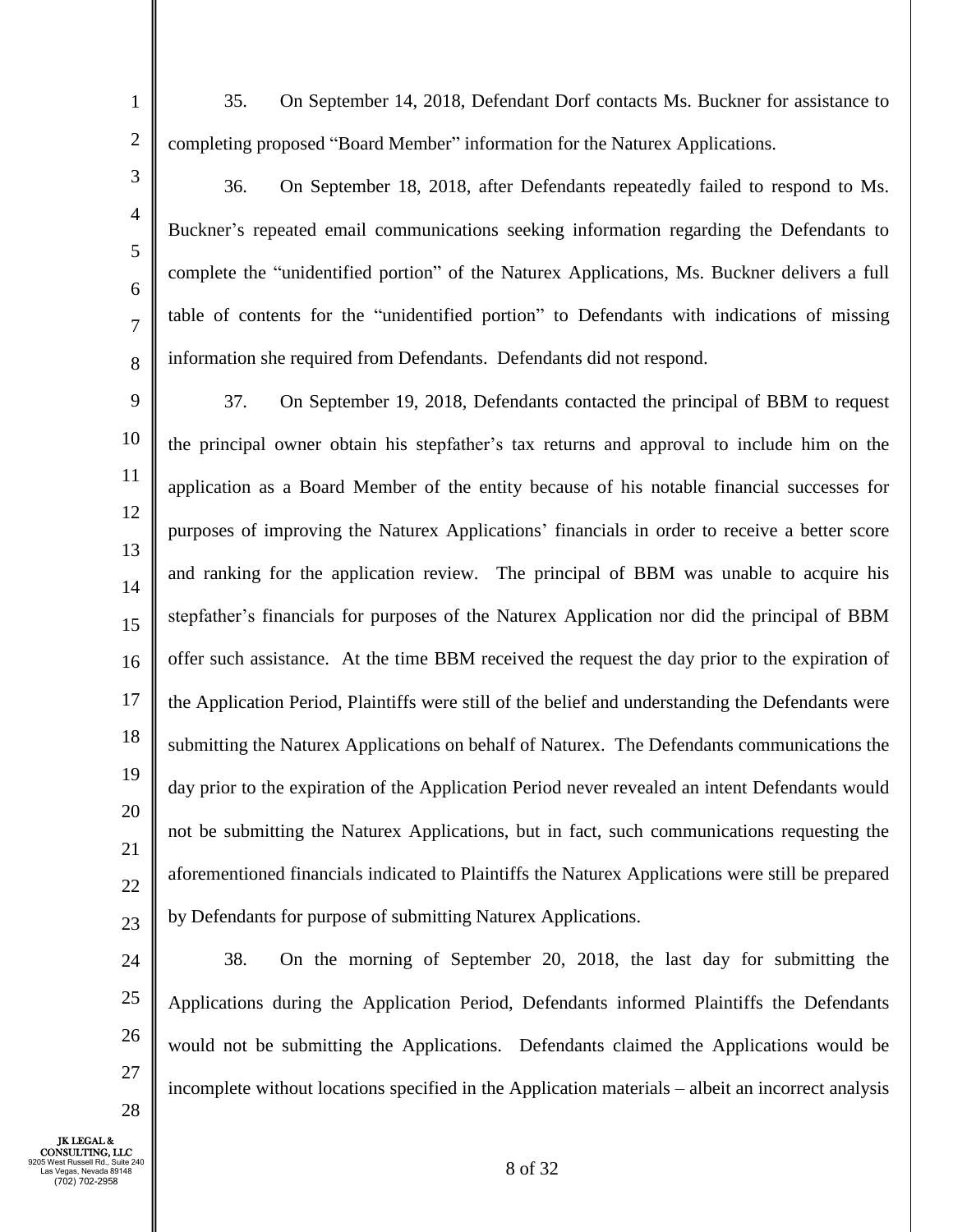35. On September 14, 2018, Defendant Dorf contacts Ms. Buckner for assistance to completing proposed "Board Member" information for the Naturex Applications.

36. On September 18, 2018, after Defendants repeatedly failed to respond to Ms. Buckner's repeated email communications seeking information regarding the Defendants to complete the "unidentified portion" of the Naturex Applications, Ms. Buckner delivers a full table of contents for the "unidentified portion" to Defendants with indications of missing information she required from Defendants. Defendants did not respond.

37. On September 19, 2018, Defendants contacted the principal of BBM to request the principal owner obtain his stepfather's tax returns and approval to include him on the application as a Board Member of the entity because of his notable financial successes for purposes of improving the Naturex Applications' financials in order to receive a better score and ranking for the application review. The principal of BBM was unable to acquire his stepfather's financials for purposes of the Naturex Application nor did the principal of BBM offer such assistance. At the time BBM received the request the day prior to the expiration of the Application Period, Plaintiffs were still of the belief and understanding the Defendants were submitting the Naturex Applications on behalf of Naturex. The Defendants communications the day prior to the expiration of the Application Period never revealed an intent Defendants would not be submitting the Naturex Applications, but in fact, such communications requesting the aforementioned financials indicated to Plaintiffs the Naturex Applications were still be prepared by Defendants for purpose of submitting Naturex Applications.

38. On the morning of September 20, 2018, the last day for submitting the Applications during the Application Period, Defendants informed Plaintiffs the Defendants would not be submitting the Applications. Defendants claimed the Applications would be incomplete without locations specified in the Application materials – albeit an incorrect analysis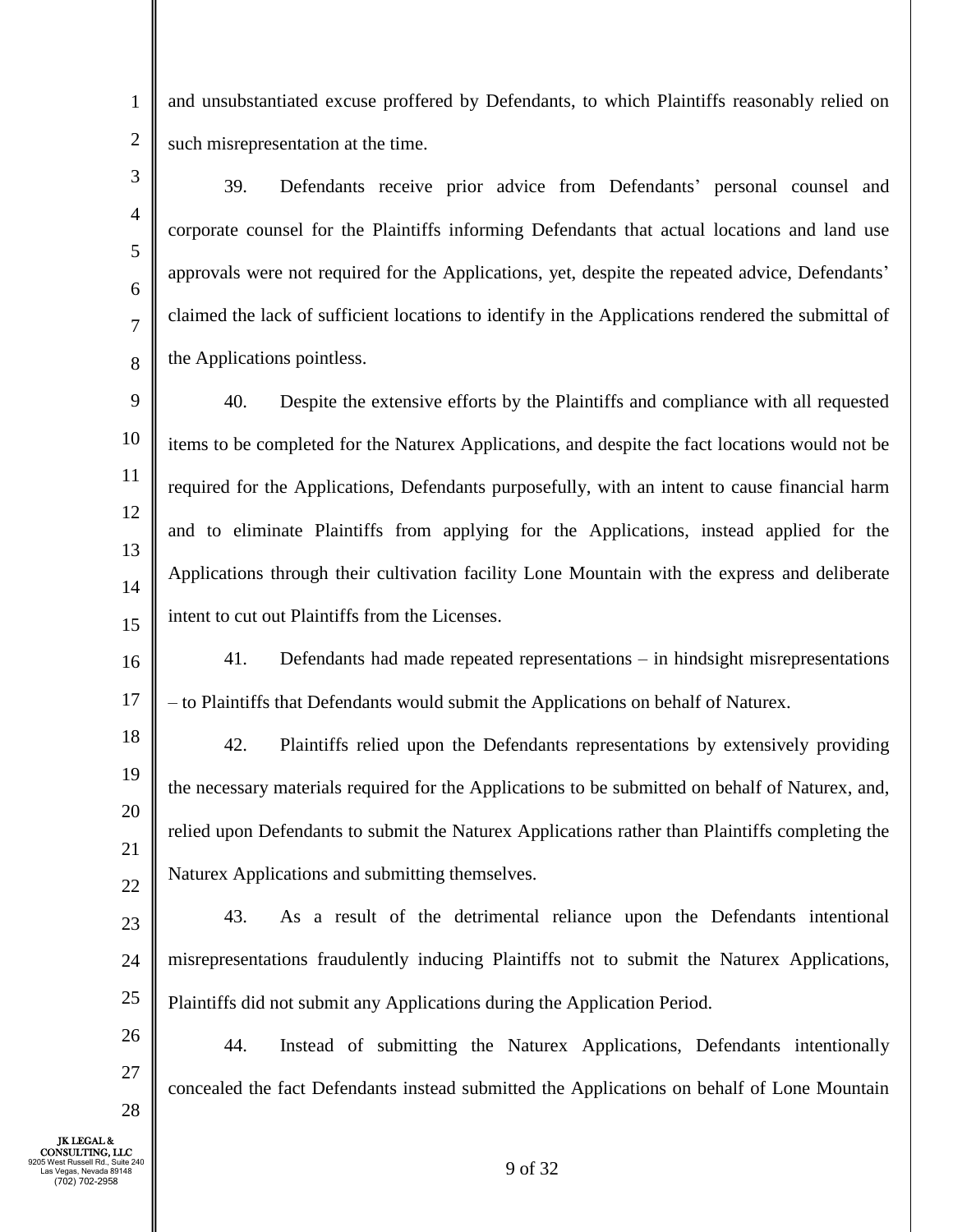and unsubstantiated excuse proffered by Defendants, to which Plaintiffs reasonably relied on such misrepresentation at the time.

39. Defendants receive prior advice from Defendants' personal counsel and corporate counsel for the Plaintiffs informing Defendants that actual locations and land use approvals were not required for the Applications, yet, despite the repeated advice, Defendants' claimed the lack of sufficient locations to identify in the Applications rendered the submittal of the Applications pointless.

40. Despite the extensive efforts by the Plaintiffs and compliance with all requested items to be completed for the Naturex Applications, and despite the fact locations would not be required for the Applications, Defendants purposefully, with an intent to cause financial harm and to eliminate Plaintiffs from applying for the Applications, instead applied for the Applications through their cultivation facility Lone Mountain with the express and deliberate intent to cut out Plaintiffs from the Licenses.

41. Defendants had made repeated representations – in hindsight misrepresentations – to Plaintiffs that Defendants would submit the Applications on behalf of Naturex.

42. Plaintiffs relied upon the Defendants representations by extensively providing the necessary materials required for the Applications to be submitted on behalf of Naturex, and, relied upon Defendants to submit the Naturex Applications rather than Plaintiffs completing the Naturex Applications and submitting themselves.

43. As a result of the detrimental reliance upon the Defendants intentional misrepresentations fraudulently inducing Plaintiffs not to submit the Naturex Applications, Plaintiffs did not submit any Applications during the Application Period.

44. Instead of submitting the Naturex Applications, Defendants intentionally concealed the fact Defendants instead submitted the Applications on behalf of Lone Mountain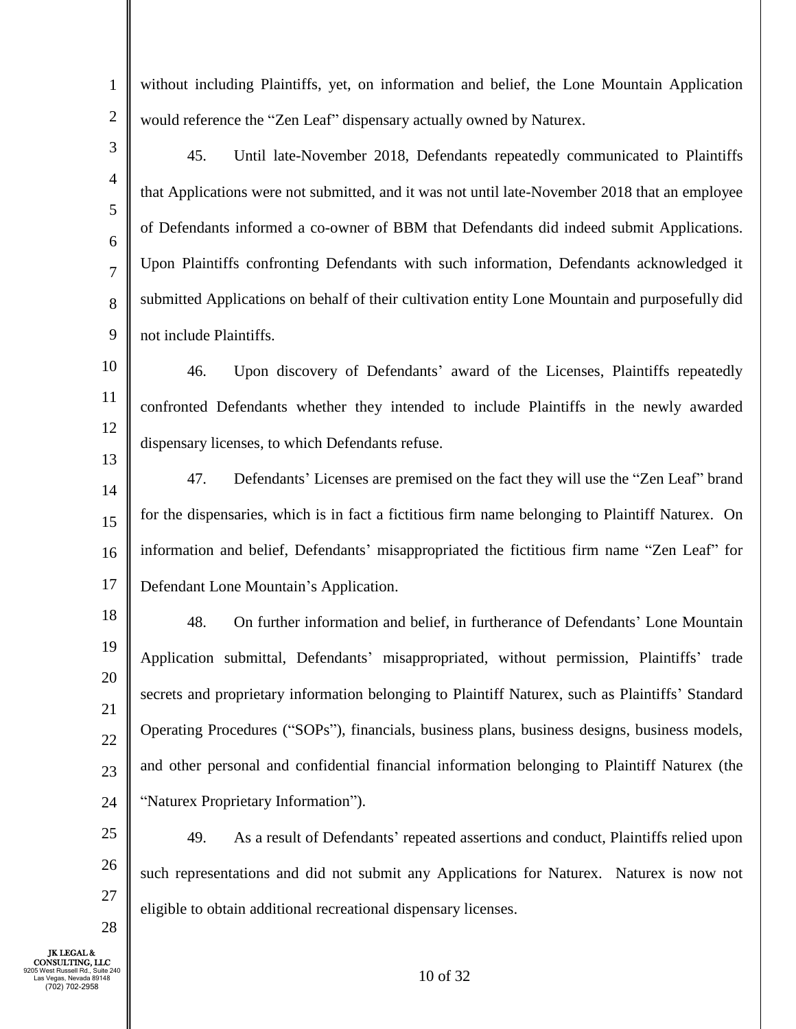without including Plaintiffs, yet, on information and belief, the Lone Mountain Application would reference the "Zen Leaf" dispensary actually owned by Naturex.

45. Until late-November 2018, Defendants repeatedly communicated to Plaintiffs that Applications were not submitted, and it was not until late-November 2018 that an employee of Defendants informed a co-owner of BBM that Defendants did indeed submit Applications. Upon Plaintiffs confronting Defendants with such information, Defendants acknowledged it submitted Applications on behalf of their cultivation entity Lone Mountain and purposefully did not include Plaintiffs.

46. Upon discovery of Defendants' award of the Licenses, Plaintiffs repeatedly confronted Defendants whether they intended to include Plaintiffs in the newly awarded dispensary licenses, to which Defendants refuse.

47. Defendants' Licenses are premised on the fact they will use the "Zen Leaf" brand for the dispensaries, which is in fact a fictitious firm name belonging to Plaintiff Naturex. On information and belief, Defendants' misappropriated the fictitious firm name "Zen Leaf" for Defendant Lone Mountain's Application.

48. On further information and belief, in furtherance of Defendants' Lone Mountain Application submittal, Defendants' misappropriated, without permission, Plaintiffs' trade secrets and proprietary information belonging to Plaintiff Naturex, such as Plaintiffs' Standard Operating Procedures ("SOPs"), financials, business plans, business designs, business models, and other personal and confidential financial information belonging to Plaintiff Naturex (the "Naturex Proprietary Information").

49. As a result of Defendants' repeated assertions and conduct, Plaintiffs relied upon such representations and did not submit any Applications for Naturex. Naturex is now not eligible to obtain additional recreational dispensary licenses.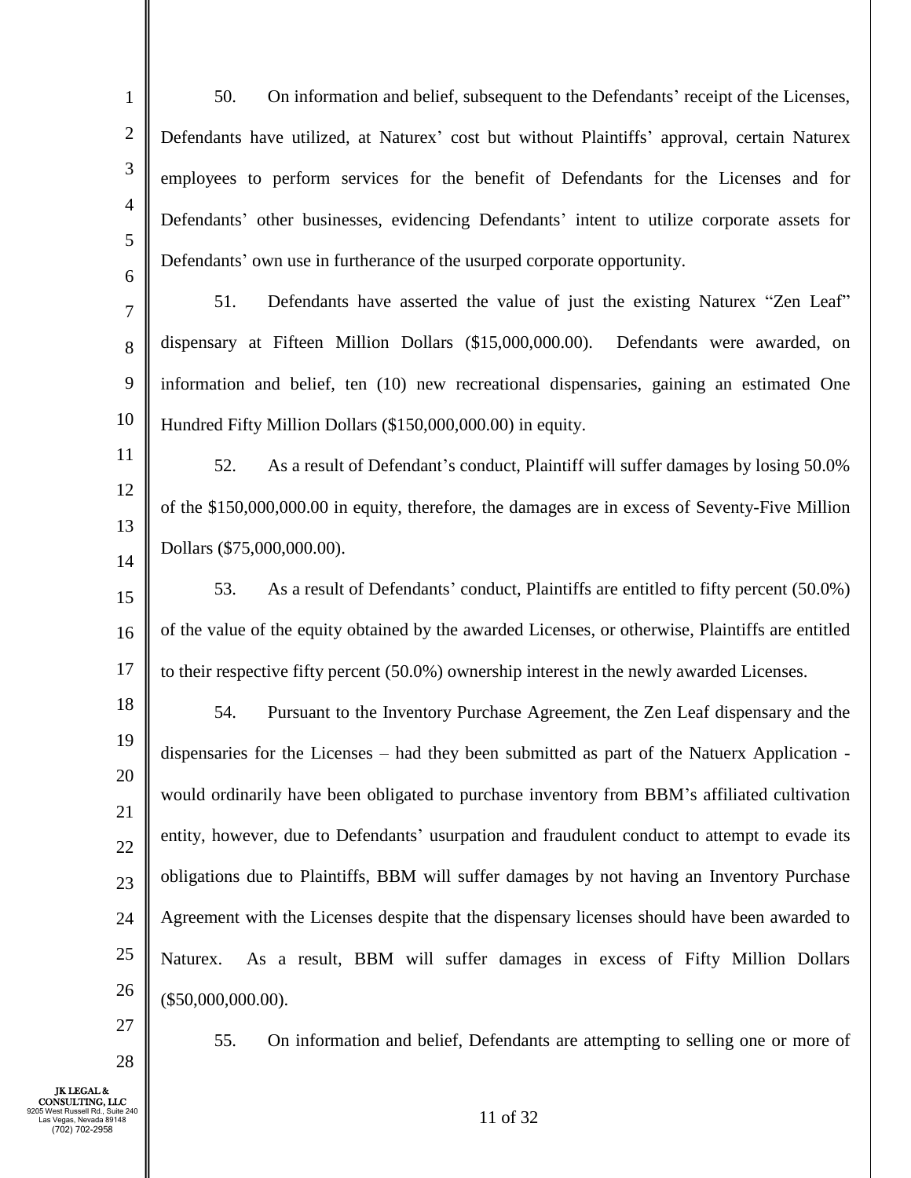50. On information and belief, subsequent to the Defendants' receipt of the Licenses, Defendants have utilized, at Naturex' cost but without Plaintiffs' approval, certain Naturex employees to perform services for the benefit of Defendants for the Licenses and for Defendants' other businesses, evidencing Defendants' intent to utilize corporate assets for Defendants' own use in furtherance of the usurped corporate opportunity.

51. Defendants have asserted the value of just the existing Naturex "Zen Leaf" dispensary at Fifteen Million Dollars ($15,000,000.00). Defendants were awarded, on information and belief, ten (10) new recreational dispensaries, gaining an estimated One Hundred Fifty Million Dollars ($150,000,000.00) in equity.

52. As a result of Defendant's conduct, Plaintiff will suffer damages by losing 50.0% of the $150,000,000.00 in equity, therefore, the damages are in excess of Seventy-Five Million Dollars ($75,000,000.00).

53. As a result of Defendants' conduct, Plaintiffs are entitled to fifty percent (50.0%) of the value of the equity obtained by the awarded Licenses, or otherwise, Plaintiffs are entitled to their respective fifty percent (50.0%) ownership interest in the newly awarded Licenses.

54. Pursuant to the Inventory Purchase Agreement, the Zen Leaf dispensary and the dispensaries for the Licenses – had they been submitted as part of the Natuerx Application - would ordinarily have been obligated to purchase inventory from BBM's affiliated cultivation entity, however, due to Defendants' usurpation and fraudulent conduct to attempt to evade its obligations due to Plaintiffs, BBM will suffer damages by not having an Inventory Purchase Agreement with the Licenses despite that the dispensary licenses should have been awarded to Naturex. As a result, BBM will suffer damages in excess of Fifty Million Dollars ($50,000,000.00).

55. On information and belief, Defendants are attempting to selling one or more of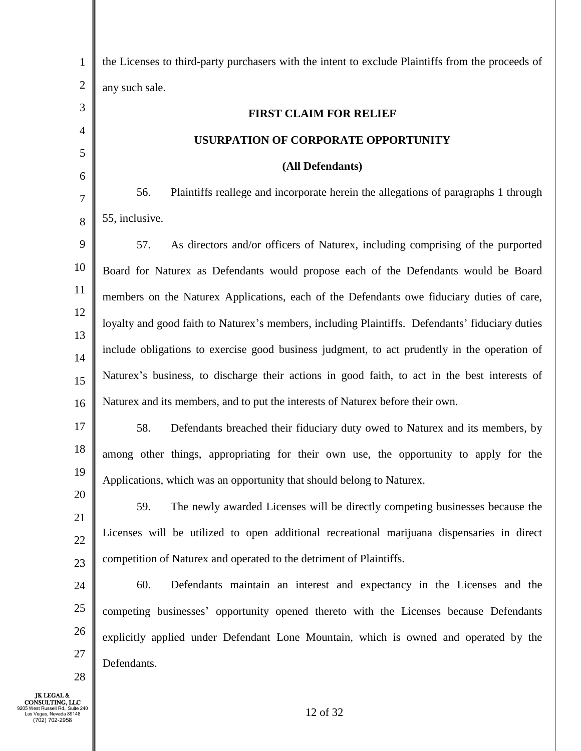the Licenses to third-party purchasers with the intent to exclude Plaintiffs from the proceeds of any such sale.

**FIRST CLAIM FOR RELIEF**

**USURPATION OF CORPORATE OPPORTUNITY**

**(All Defendants)**

56. Plaintiffs reallege and incorporate herein the allegations of paragraphs 1 through 55, inclusive.

57. As directors and/or officers of Naturex, including comprising of the purported Board for Naturex as Defendants would propose each of the Defendants would be Board members on the Naturex Applications, each of the Defendants owe fiduciary duties of care, loyalty and good faith to Naturex's members, including Plaintiffs. Defendants' fiduciary duties include obligations to exercise good business judgment, to act prudently in the operation of Naturex's business, to discharge their actions in good faith, to act in the best interests of Naturex and its members, and to put the interests of Naturex before their own.

58. Defendants breached their fiduciary duty owed to Naturex and its members, by among other things, appropriating for their own use, the opportunity to apply for the Applications, which was an opportunity that should belong to Naturex.

59. The newly awarded Licenses will be directly competing businesses because the Licenses will be utilized to open additional recreational marijuana dispensaries in direct competition of Naturex and operated to the detriment of Plaintiffs.

60. Defendants maintain an interest and expectancy in the Licenses and the competing businesses' opportunity opened thereto with the Licenses because Defendants explicitly applied under Defendant Lone Mountain, which is owned and operated by the Defendants.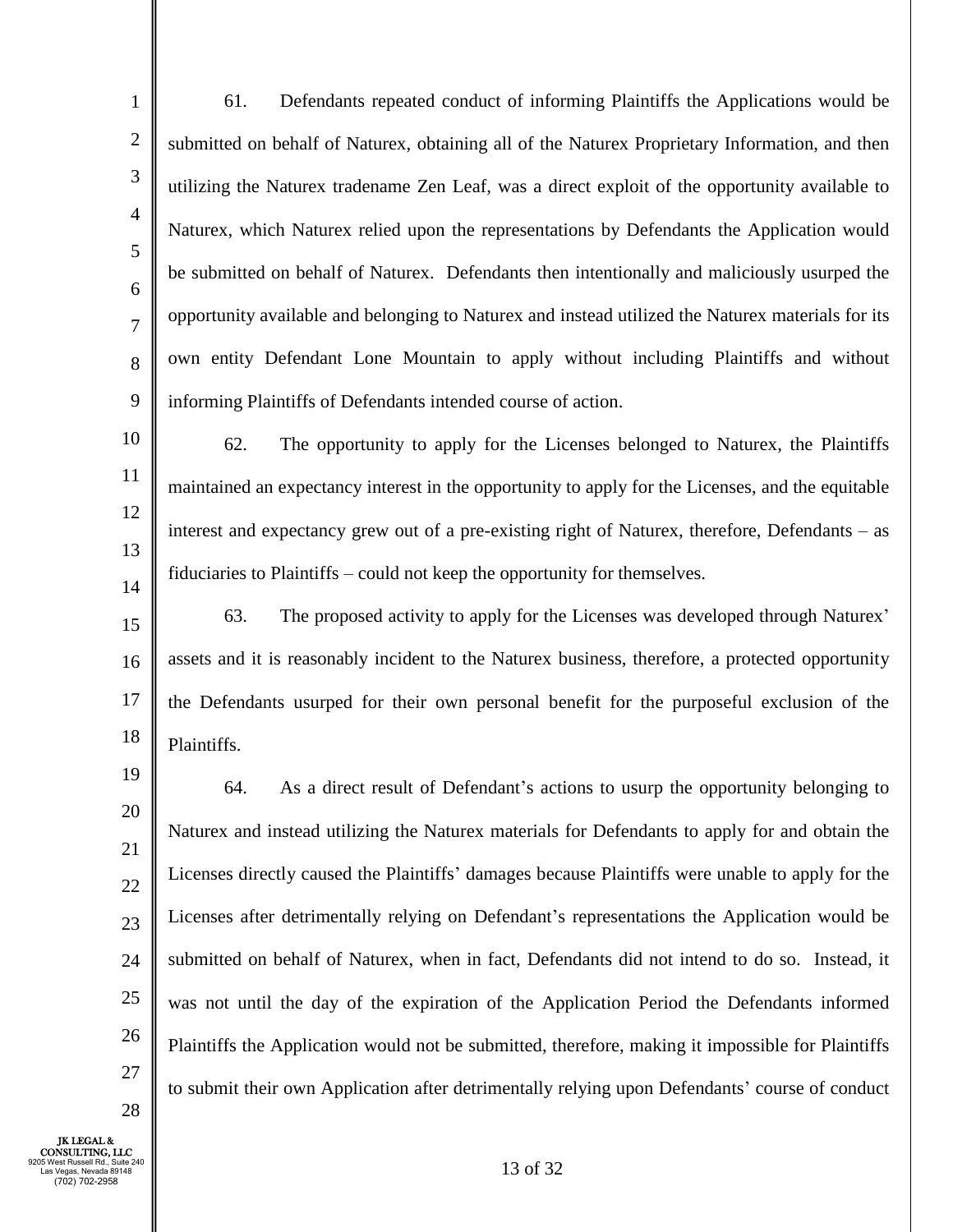61. Defendants repeated conduct of informing Plaintiffs the Applications would be submitted on behalf of Naturex, obtaining all of the Naturex Proprietary Information, and then utilizing the Naturex tradename Zen Leaf, was a direct exploit of the opportunity available to Naturex, which Naturex relied upon the representations by Defendants the Application would be submitted on behalf of Naturex. Defendants then intentionally and maliciously usurped the opportunity available and belonging to Naturex and instead utilized the Naturex materials for its own entity Defendant Lone Mountain to apply without including Plaintiffs and without informing Plaintiffs of Defendants intended course of action.

62. The opportunity to apply for the Licenses belonged to Naturex, the Plaintiffs maintained an expectancy interest in the opportunity to apply for the Licenses, and the equitable interest and expectancy grew out of a pre-existing right of Naturex, therefore, Defendants – as fiduciaries to Plaintiffs – could not keep the opportunity for themselves.

63. The proposed activity to apply for the Licenses was developed through Naturex' assets and it is reasonably incident to the Naturex business, therefore, a protected opportunity the Defendants usurped for their own personal benefit for the purposeful exclusion of the Plaintiffs.

64. As a direct result of Defendant's actions to usurp the opportunity belonging to Naturex and instead utilizing the Naturex materials for Defendants to apply for and obtain the Licenses directly caused the Plaintiffs' damages because Plaintiffs were unable to apply for the Licenses after detrimentally relying on Defendant's representations the Application would be submitted on behalf of Naturex, when in fact, Defendants did not intend to do so. Instead, it was not until the day of the expiration of the Application Period the Defendants informed Plaintiffs the Application would not be submitted, therefore, making it impossible for Plaintiffs to submit their own Application after detrimentally relying upon Defendants' course of conduct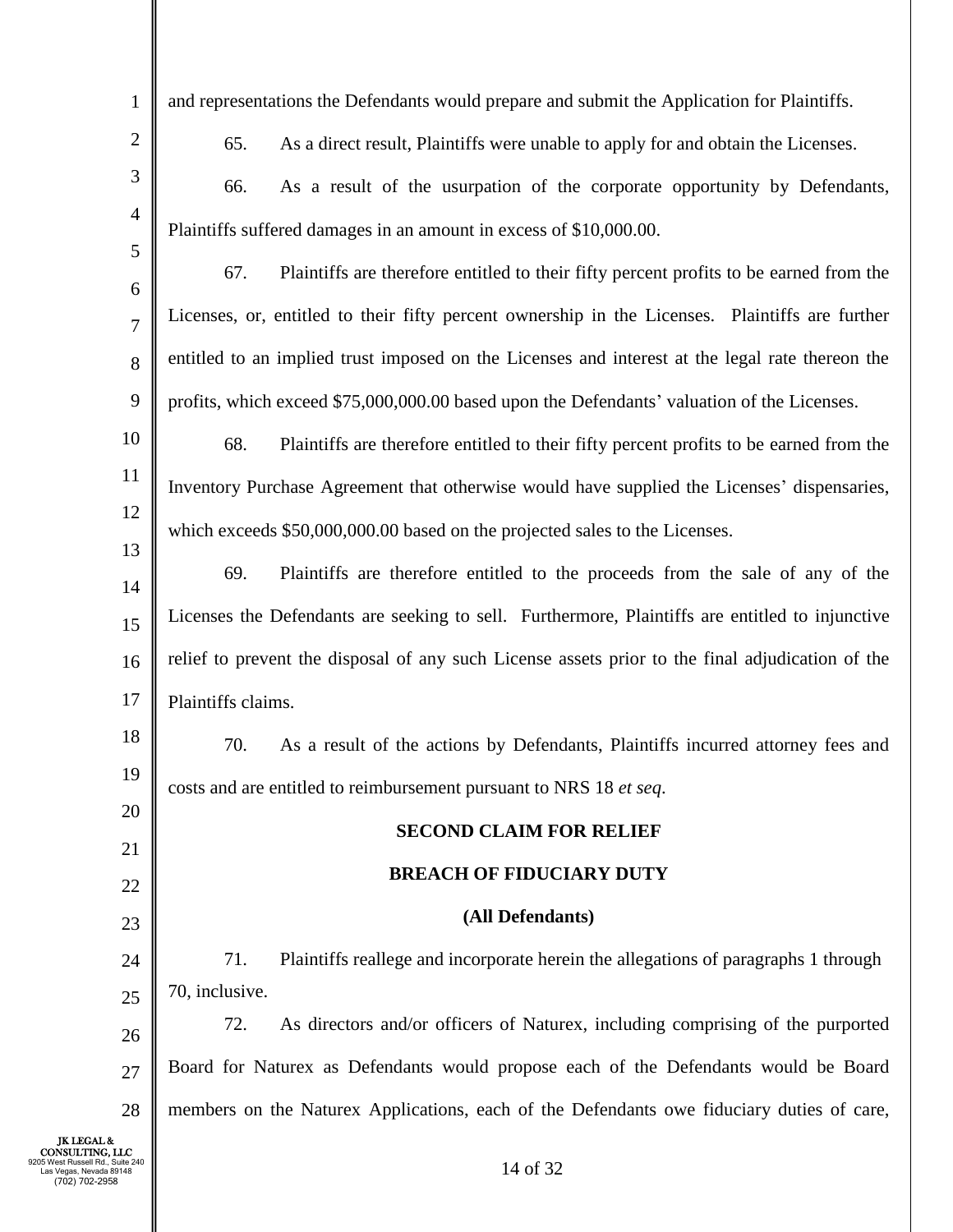and representations the Defendants would prepare and submit the Application for Plaintiffs.

65. As a direct result, Plaintiffs were unable to apply for and obtain the Licenses.

66. As a result of the usurpation of the corporate opportunity by Defendants, Plaintiffs suffered damages in an amount in excess of $10,000.00.

67. Plaintiffs are therefore entitled to their fifty percent profits to be earned from the Licenses, or, entitled to their fifty percent ownership in the Licenses. Plaintiffs are further entitled to an implied trust imposed on the Licenses and interest at the legal rate thereon the profits, which exceed $75,000,000.00 based upon the Defendants' valuation of the Licenses.

68. Plaintiffs are therefore entitled to their fifty percent profits to be earned from the Inventory Purchase Agreement that otherwise would have supplied the Licenses' dispensaries, which exceeds $50,000,000.00 based on the projected sales to the Licenses.

69. Plaintiffs are therefore entitled to the proceeds from the sale of any of the Licenses the Defendants are seeking to sell. Furthermore, Plaintiffs are entitled to injunctive relief to prevent the disposal of any such License assets prior to the final adjudication of the Plaintiffs claims.

70. As a result of the actions by Defendants, Plaintiffs incurred attorney fees and costs and are entitled to reimbursement pursuant to NRS 18 *et seq*.

**SECOND CLAIM FOR RELIEF**

**BREACH OF FIDUCIARY DUTY**

**(All Defendants)**

71. Plaintiffs reallege and incorporate herein the allegations of paragraphs 1 through 70, inclusive.

72. As directors and/or officers of Naturex, including comprising of the purported Board for Naturex as Defendants would propose each of the Defendants would be Board members on the Naturex Applications, each of the Defendants owe fiduciary duties of care,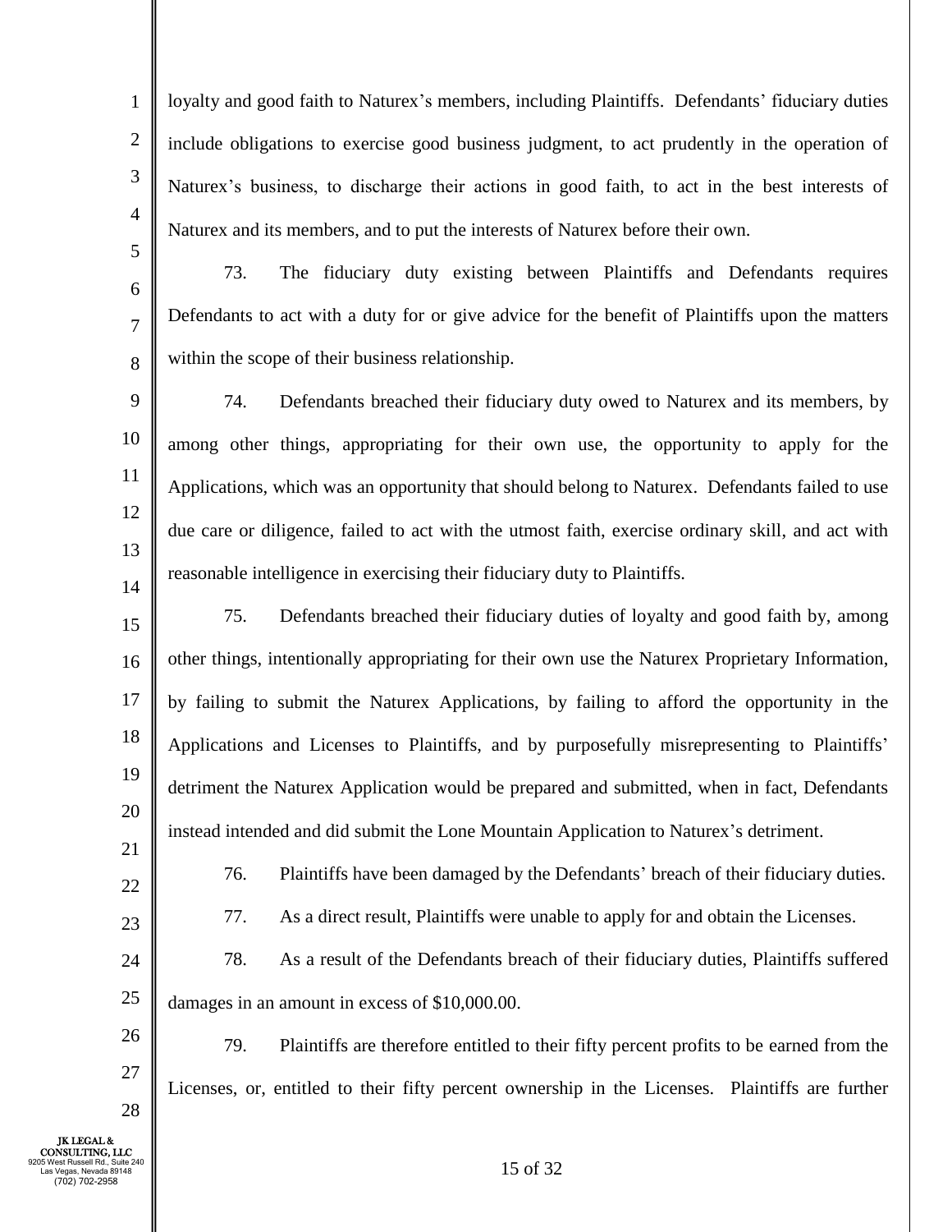loyalty and good faith to Naturex's members, including Plaintiffs. Defendants' fiduciary duties include obligations to exercise good business judgment, to act prudently in the operation of Naturex's business, to discharge their actions in good faith, to act in the best interests of Naturex and its members, and to put the interests of Naturex before their own.

73. The fiduciary duty existing between Plaintiffs and Defendants requires Defendants to act with a duty for or give advice for the benefit of Plaintiffs upon the matters within the scope of their business relationship.

74. Defendants breached their fiduciary duty owed to Naturex and its members, by among other things, appropriating for their own use, the opportunity to apply for the Applications, which was an opportunity that should belong to Naturex. Defendants failed to use due care or diligence, failed to act with the utmost faith, exercise ordinary skill, and act with reasonable intelligence in exercising their fiduciary duty to Plaintiffs.

75. Defendants breached their fiduciary duties of loyalty and good faith by, among other things, intentionally appropriating for their own use the Naturex Proprietary Information, by failing to submit the Naturex Applications, by failing to afford the opportunity in the Applications and Licenses to Plaintiffs, and by purposefully misrepresenting to Plaintiffs' detriment the Naturex Application would be prepared and submitted, when in fact, Defendants instead intended and did submit the Lone Mountain Application to Naturex's detriment.

76. Plaintiffs have been damaged by the Defendants' breach of their fiduciary duties.

77. As a direct result, Plaintiffs were unable to apply for and obtain the Licenses.

78. As a result of the Defendants breach of their fiduciary duties, Plaintiffs suffered damages in an amount in excess of $10,000.00.

79. Plaintiffs are therefore entitled to their fifty percent profits to be earned from the Licenses, or, entitled to their fifty percent ownership in the Licenses. Plaintiffs are further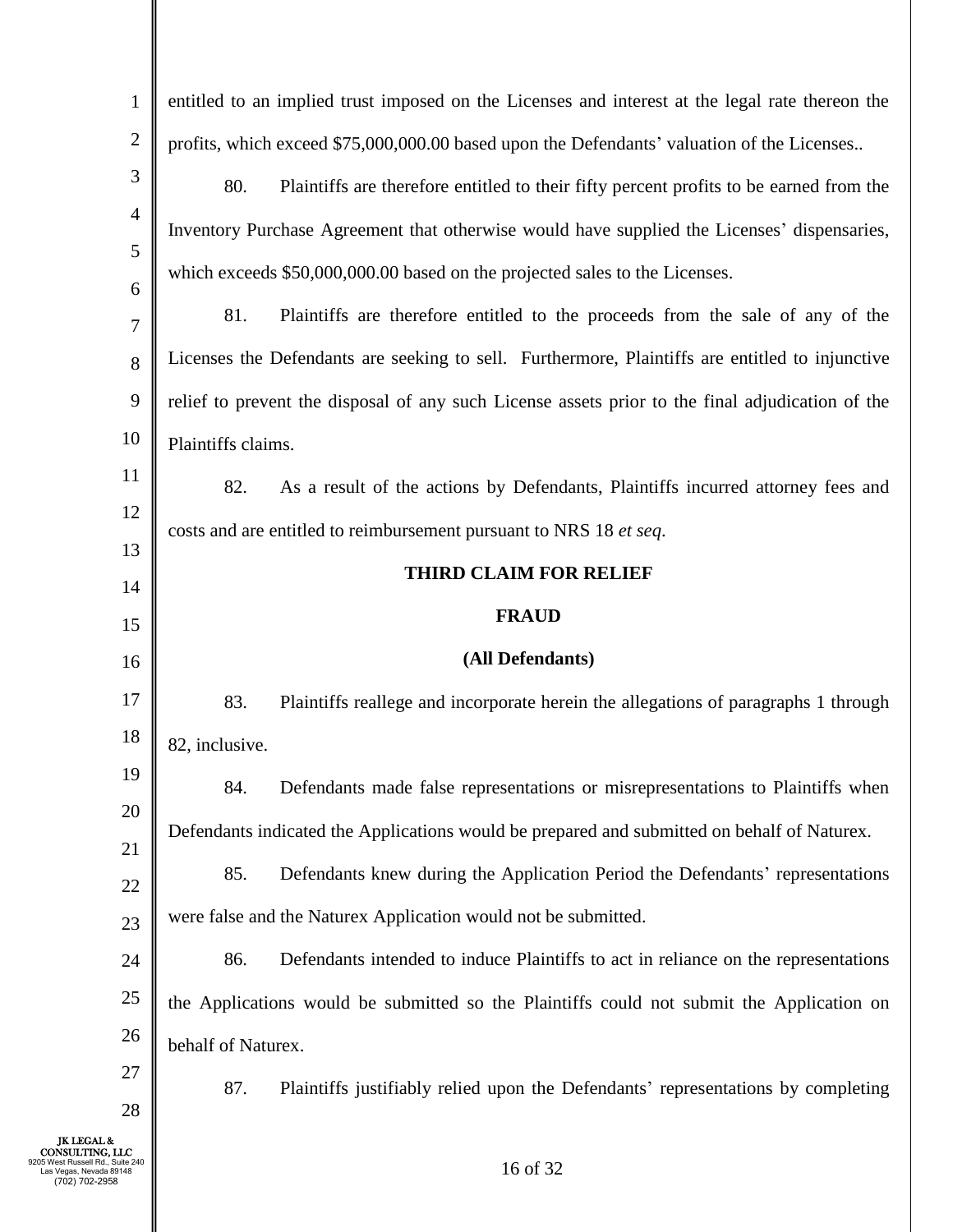entitled to an implied trust imposed on the Licenses and interest at the legal rate thereon the profits, which exceed $75,000,000.00 based upon the Defendants' valuation of the Licenses..

80. Plaintiffs are therefore entitled to their fifty percent profits to be earned from the Inventory Purchase Agreement that otherwise would have supplied the Licenses' dispensaries, which exceeds $50,000,000.00 based on the projected sales to the Licenses.

81. Plaintiffs are therefore entitled to the proceeds from the sale of any of the Licenses the Defendants are seeking to sell. Furthermore, Plaintiffs are entitled to injunctive relief to prevent the disposal of any such License assets prior to the final adjudication of the Plaintiffs claims.

82. As a result of the actions by Defendants, Plaintiffs incurred attorney fees and costs and are entitled to reimbursement pursuant to NRS 18 *et seq*.

**THIRD CLAIM FOR RELIEF**

**FRAUD**

**(All Defendants)**

83. Plaintiffs reallege and incorporate herein the allegations of paragraphs 1 through 82, inclusive.

84. Defendants made false representations or misrepresentations to Plaintiffs when Defendants indicated the Applications would be prepared and submitted on behalf of Naturex.

85. Defendants knew during the Application Period the Defendants' representations were false and the Naturex Application would not be submitted.

86. Defendants intended to induce Plaintiffs to act in reliance on the representations the Applications would be submitted so the Plaintiffs could not submit the Application on behalf of Naturex.

87. Plaintiffs justifiably relied upon the Defendants' representations by completing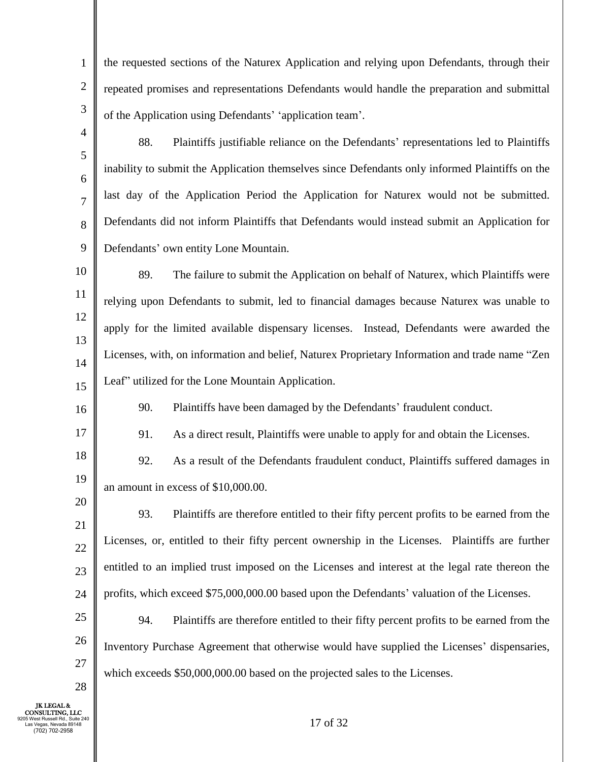the requested sections of the Naturex Application and relying upon Defendants, through their repeated promises and representations Defendants would handle the preparation and submittal of the Application using Defendants' 'application team'.

88. Plaintiffs justifiable reliance on the Defendants' representations led to Plaintiffs inability to submit the Application themselves since Defendants only informed Plaintiffs on the last day of the Application Period the Application for Naturex would not be submitted. Defendants did not inform Plaintiffs that Defendants would instead submit an Application for Defendants' own entity Lone Mountain.

89. The failure to submit the Application on behalf of Naturex, which Plaintiffs were relying upon Defendants to submit, led to financial damages because Naturex was unable to apply for the limited available dispensary licenses. Instead, Defendants were awarded the Licenses, with, on information and belief, Naturex Proprietary Information and trade name "Zen Leaf" utilized for the Lone Mountain Application.

90. Plaintiffs have been damaged by the Defendants' fraudulent conduct.

91. As a direct result, Plaintiffs were unable to apply for and obtain the Licenses.

92. As a result of the Defendants fraudulent conduct, Plaintiffs suffered damages in an amount in excess of $10,000.00.

93. Plaintiffs are therefore entitled to their fifty percent profits to be earned from the Licenses, or, entitled to their fifty percent ownership in the Licenses. Plaintiffs are further entitled to an implied trust imposed on the Licenses and interest at the legal rate thereon the profits, which exceed $75,000,000.00 based upon the Defendants' valuation of the Licenses.

94. Plaintiffs are therefore entitled to their fifty percent profits to be earned from the Inventory Purchase Agreement that otherwise would have supplied the Licenses' dispensaries, which exceeds $50,000,000.00 based on the projected sales to the Licenses.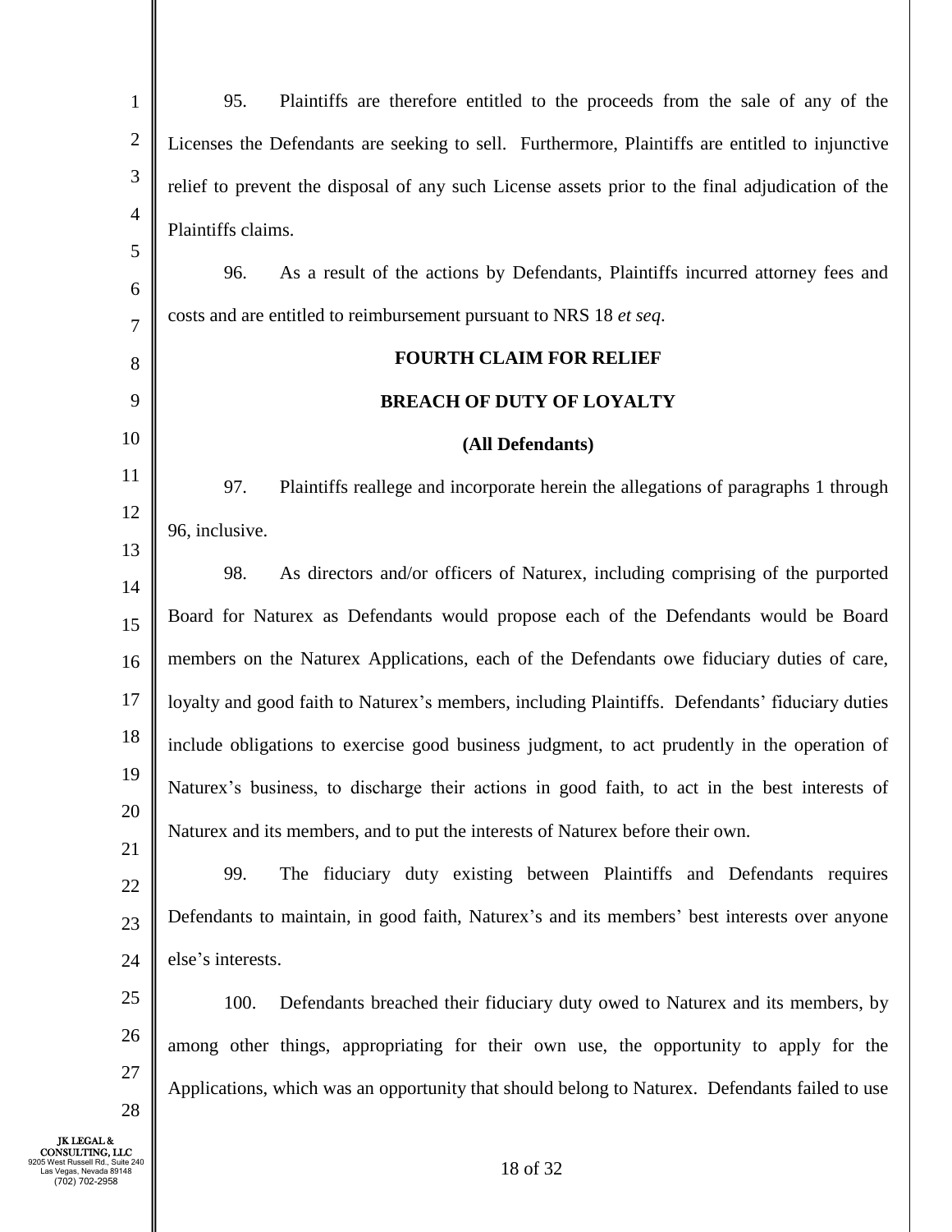95. Plaintiffs are therefore entitled to the proceeds from the sale of any of the Licenses the Defendants are seeking to sell. Furthermore, Plaintiffs are entitled to injunctive relief to prevent the disposal of any such License assets prior to the final adjudication of the Plaintiffs claims.

96. As a result of the actions by Defendants, Plaintiffs incurred attorney fees and costs and are entitled to reimbursement pursuant to NRS 18 *et seq*.

**FOURTH CLAIM FOR RELIEF**

**BREACH OF DUTY OF LOYALTY**

**(All Defendants)**

97. Plaintiffs reallege and incorporate herein the allegations of paragraphs 1 through 96, inclusive.

98. As directors and/or officers of Naturex, including comprising of the purported Board for Naturex as Defendants would propose each of the Defendants would be Board members on the Naturex Applications, each of the Defendants owe fiduciary duties of care, loyalty and good faith to Naturex's members, including Plaintiffs. Defendants' fiduciary duties include obligations to exercise good business judgment, to act prudently in the operation of Naturex's business, to discharge their actions in good faith, to act in the best interests of Naturex and its members, and to put the interests of Naturex before their own.

99. The fiduciary duty existing between Plaintiffs and Defendants requires Defendants to maintain, in good faith, Naturex's and its members' best interests over anyone else's interests.

100. Defendants breached their fiduciary duty owed to Naturex and its members, by among other things, appropriating for their own use, the opportunity to apply for the Applications, which was an opportunity that should belong to Naturex. Defendants failed to use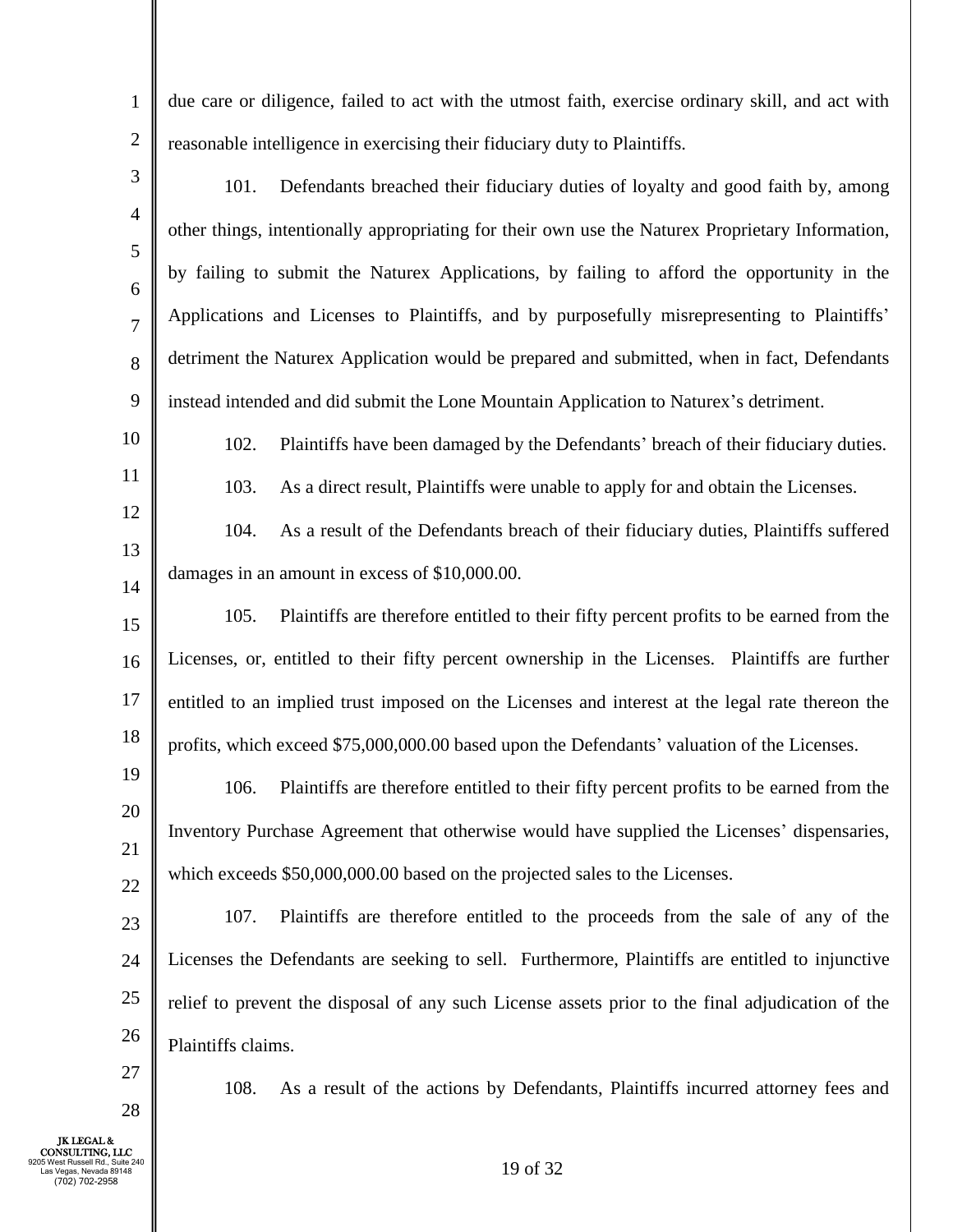due care or diligence, failed to act with the utmost faith, exercise ordinary skill, and act with reasonable intelligence in exercising their fiduciary duty to Plaintiffs.

101. Defendants breached their fiduciary duties of loyalty and good faith by, among other things, intentionally appropriating for their own use the Naturex Proprietary Information, by failing to submit the Naturex Applications, by failing to afford the opportunity in the Applications and Licenses to Plaintiffs, and by purposefully misrepresenting to Plaintiffs' detriment the Naturex Application would be prepared and submitted, when in fact, Defendants instead intended and did submit the Lone Mountain Application to Naturex's detriment.

102. Plaintiffs have been damaged by the Defendants' breach of their fiduciary duties.

103. As a direct result, Plaintiffs were unable to apply for and obtain the Licenses.

104. As a result of the Defendants breach of their fiduciary duties, Plaintiffs suffered damages in an amount in excess of $10,000.00.

105. Plaintiffs are therefore entitled to their fifty percent profits to be earned from the Licenses, or, entitled to their fifty percent ownership in the Licenses. Plaintiffs are further entitled to an implied trust imposed on the Licenses and interest at the legal rate thereon the profits, which exceed $75,000,000.00 based upon the Defendants' valuation of the Licenses.

106. Plaintiffs are therefore entitled to their fifty percent profits to be earned from the Inventory Purchase Agreement that otherwise would have supplied the Licenses' dispensaries, which exceeds $50,000,000.00 based on the projected sales to the Licenses.

107. Plaintiffs are therefore entitled to the proceeds from the sale of any of the Licenses the Defendants are seeking to sell. Furthermore, Plaintiffs are entitled to injunctive relief to prevent the disposal of any such License assets prior to the final adjudication of the Plaintiffs claims.

108. As a result of the actions by Defendants, Plaintiffs incurred attorney fees and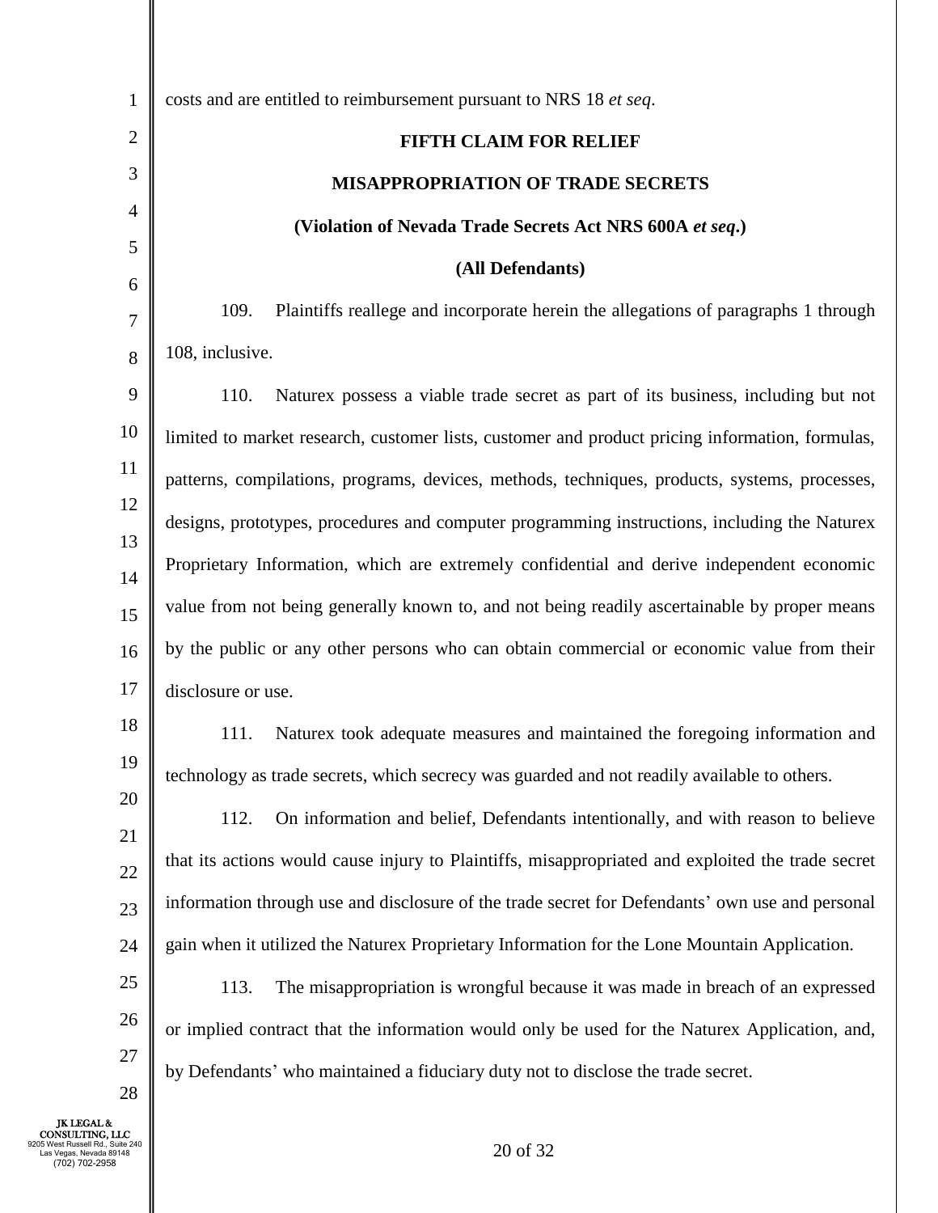costs and are entitled to reimbursement pursuant to NRS 18 *et seq*.

**FIFTH CLAIM FOR RELIEF**

**MISAPPROPRIATION OF TRADE SECRETS**

**(Violation of Nevada Trade Secrets Act NRS 600A *et seq*.)**

**(All Defendants)**

109. Plaintiffs reallege and incorporate herein the allegations of paragraphs 1 through 108, inclusive.

110. Naturex possess a viable trade secret as part of its business, including but not limited to market research, customer lists, customer and product pricing information, formulas, patterns, compilations, programs, devices, methods, techniques, products, systems, processes, designs, prototypes, procedures and computer programming instructions, including the Naturex Proprietary Information, which are extremely confidential and derive independent economic value from not being generally known to, and not being readily ascertainable by proper means by the public or any other persons who can obtain commercial or economic value from their disclosure or use.

111. Naturex took adequate measures and maintained the foregoing information and technology as trade secrets, which secrecy was guarded and not readily available to others.

112. On information and belief, Defendants intentionally, and with reason to believe that its actions would cause injury to Plaintiffs, misappropriated and exploited the trade secret information through use and disclosure of the trade secret for Defendants' own use and personal gain when it utilized the Naturex Proprietary Information for the Lone Mountain Application.

113. The misappropriation is wrongful because it was made in breach of an expressed or implied contract that the information would only be used for the Naturex Application, and, by Defendants' who maintained a fiduciary duty not to disclose the trade secret.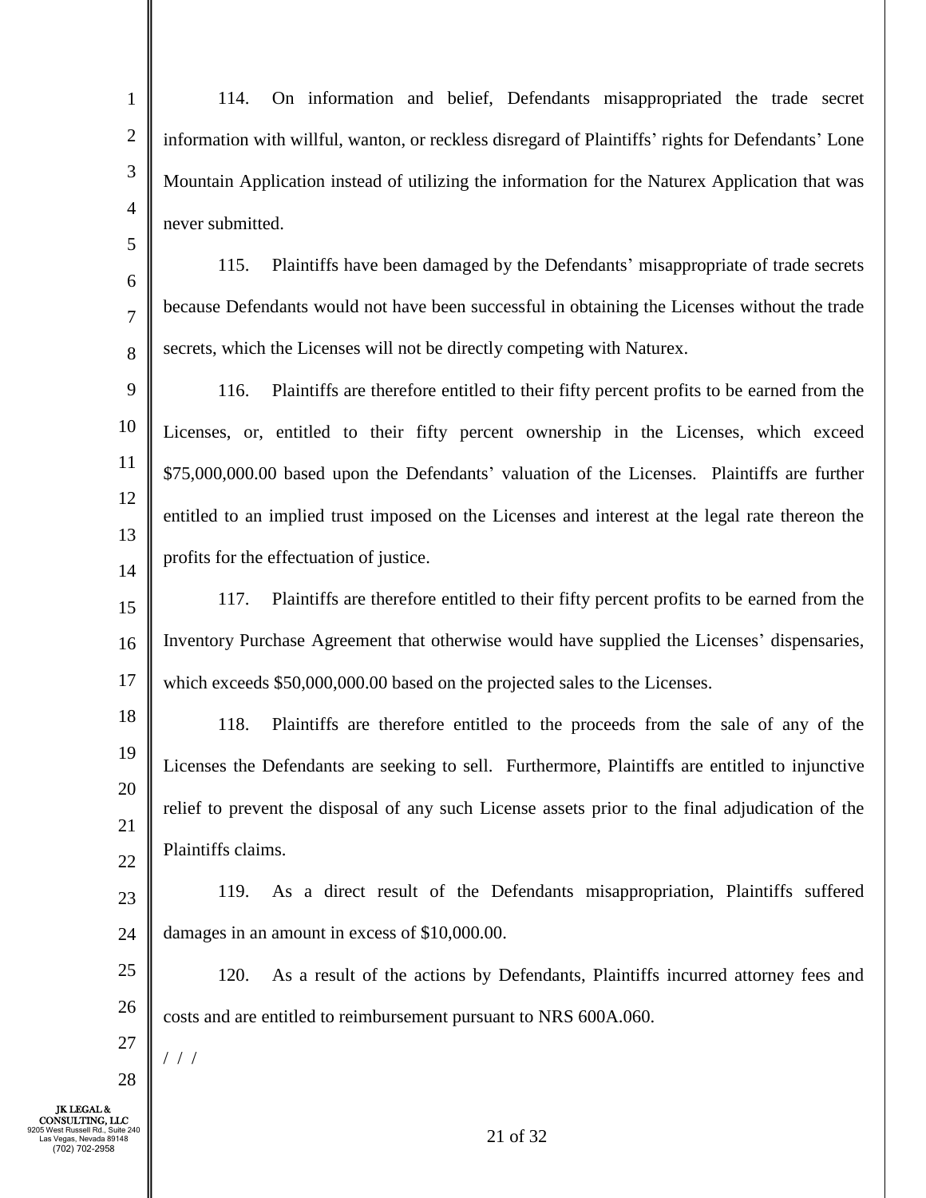114. On information and belief, Defendants misappropriated the trade secret information with willful, wanton, or reckless disregard of Plaintiffs' rights for Defendants' Lone Mountain Application instead of utilizing the information for the Naturex Application that was never submitted.

115. Plaintiffs have been damaged by the Defendants' misappropriate of trade secrets because Defendants would not have been successful in obtaining the Licenses without the trade secrets, which the Licenses will not be directly competing with Naturex.

116. Plaintiffs are therefore entitled to their fifty percent profits to be earned from the Licenses, or, entitled to their fifty percent ownership in the Licenses, which exceed $75,000,000.00 based upon the Defendants' valuation of the Licenses. Plaintiffs are further entitled to an implied trust imposed on the Licenses and interest at the legal rate thereon the profits for the effectuation of justice.

117. Plaintiffs are therefore entitled to their fifty percent profits to be earned from the Inventory Purchase Agreement that otherwise would have supplied the Licenses' dispensaries, which exceeds $50,000,000.00 based on the projected sales to the Licenses.

118. Plaintiffs are therefore entitled to the proceeds from the sale of any of the Licenses the Defendants are seeking to sell. Furthermore, Plaintiffs are entitled to injunctive relief to prevent the disposal of any such License assets prior to the final adjudication of the Plaintiffs claims.

119. As a direct result of the Defendants misappropriation, Plaintiffs suffered damages in an amount in excess of $10,000.00.

120. As a result of the actions by Defendants, Plaintiffs incurred attorney fees and costs and are entitled to reimbursement pursuant to NRS 600A.060.

/ / /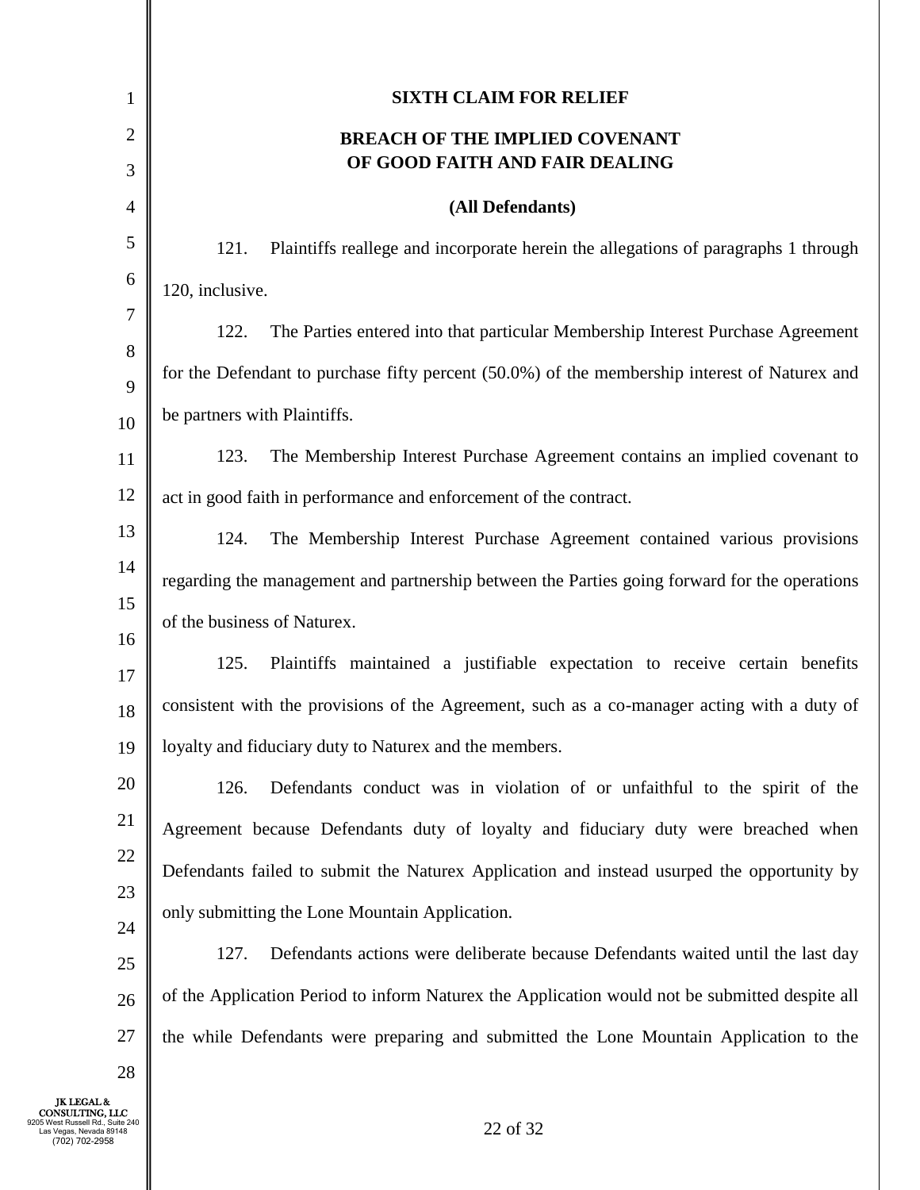## SIXTH CLAIM FOR RELIEF

## BREACH OF THE IMPLIED COVENANT OF GOOD FAITH AND FAIR DEALING

**(All Defendants)**

121. Plaintiffs reallege and incorporate herein the allegations of paragraphs 1 through 120, inclusive.

122. The Parties entered into that particular Membership Interest Purchase Agreement for the Defendant to purchase fifty percent (50.0%) of the membership interest of Naturex and be partners with Plaintiffs.

123. The Membership Interest Purchase Agreement contains an implied covenant to act in good faith in performance and enforcement of the contract.

124. The Membership Interest Purchase Agreement contained various provisions regarding the management and partnership between the Parties going forward for the operations of the business of Naturex.

125. Plaintiffs maintained a justifiable expectation to receive certain benefits consistent with the provisions of the Agreement, such as a co-manager acting with a duty of loyalty and fiduciary duty to Naturex and the members.

126. Defendants conduct was in violation of or unfaithful to the spirit of the Agreement because Defendants duty of loyalty and fiduciary duty were breached when Defendants failed to submit the Naturex Application and instead usurped the opportunity by only submitting the Lone Mountain Application.

127. Defendants actions were deliberate because Defendants waited until the last day of the Application Period to inform Naturex the Application would not be submitted despite all the while Defendants were preparing and submitted the Lone Mountain Application to the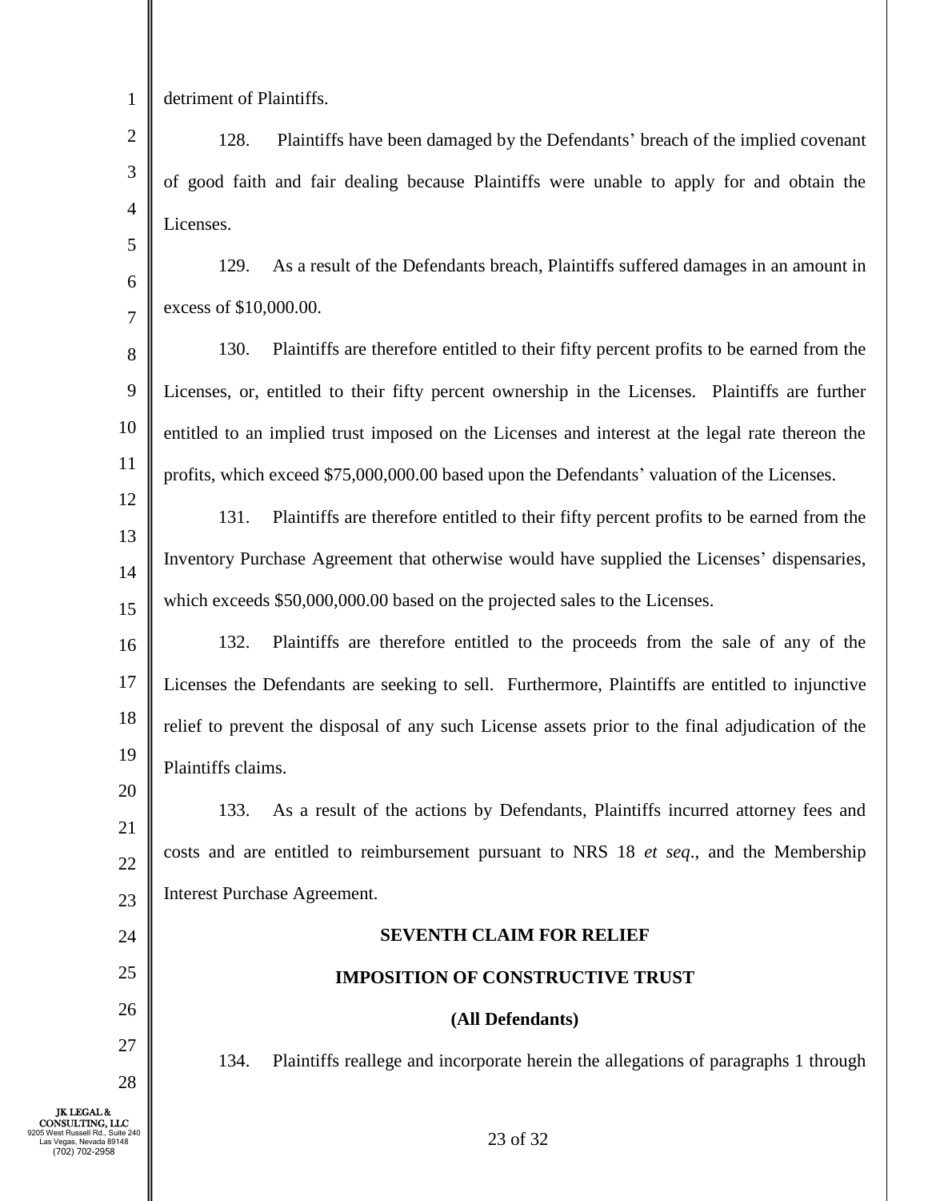detriment of Plaintiffs.

128. Plaintiffs have been damaged by the Defendants' breach of the implied covenant of good faith and fair dealing because Plaintiffs were unable to apply for and obtain the Licenses.

129. As a result of the Defendants breach, Plaintiffs suffered damages in an amount in excess of $10,000.00.

130. Plaintiffs are therefore entitled to their fifty percent profits to be earned from the Licenses, or, entitled to their fifty percent ownership in the Licenses. Plaintiffs are further entitled to an implied trust imposed on the Licenses and interest at the legal rate thereon the profits, which exceed $75,000,000.00 based upon the Defendants' valuation of the Licenses.

131. Plaintiffs are therefore entitled to their fifty percent profits to be earned from the Inventory Purchase Agreement that otherwise would have supplied the Licenses' dispensaries, which exceeds $50,000,000.00 based on the projected sales to the Licenses.

132. Plaintiffs are therefore entitled to the proceeds from the sale of any of the Licenses the Defendants are seeking to sell. Furthermore, Plaintiffs are entitled to injunctive relief to prevent the disposal of any such License assets prior to the final adjudication of the Plaintiffs claims.

133. As a result of the actions by Defendants, Plaintiffs incurred attorney fees and costs and are entitled to reimbursement pursuant to NRS 18 *et seq*., and the Membership Interest Purchase Agreement.

**SEVENTH CLAIM FOR RELIEF**

**IMPOSITION OF CONSTRUCTIVE TRUST**

**(All Defendants)**

134. Plaintiffs reallege and incorporate herein the allegations of paragraphs 1 through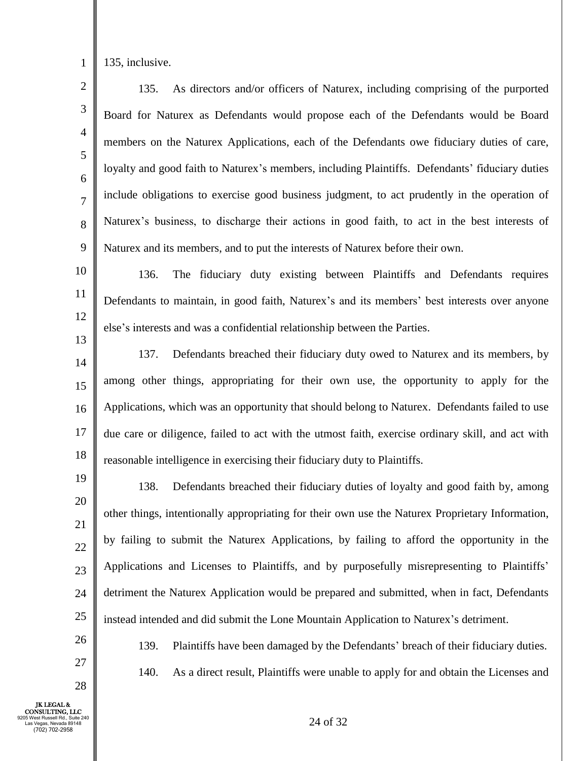135, inclusive.

135. As directors and/or officers of Naturex, including comprising of the purported Board for Naturex as Defendants would propose each of the Defendants would be Board members on the Naturex Applications, each of the Defendants owe fiduciary duties of care, loyalty and good faith to Naturex's members, including Plaintiffs. Defendants' fiduciary duties include obligations to exercise good business judgment, to act prudently in the operation of Naturex's business, to discharge their actions in good faith, to act in the best interests of Naturex and its members, and to put the interests of Naturex before their own.

136. The fiduciary duty existing between Plaintiffs and Defendants requires Defendants to maintain, in good faith, Naturex's and its members' best interests over anyone else's interests and was a confidential relationship between the Parties.

137. Defendants breached their fiduciary duty owed to Naturex and its members, by among other things, appropriating for their own use, the opportunity to apply for the Applications, which was an opportunity that should belong to Naturex. Defendants failed to use due care or diligence, failed to act with the utmost faith, exercise ordinary skill, and act with reasonable intelligence in exercising their fiduciary duty to Plaintiffs.

138. Defendants breached their fiduciary duties of loyalty and good faith by, among other things, intentionally appropriating for their own use the Naturex Proprietary Information, by failing to submit the Naturex Applications, by failing to afford the opportunity in the Applications and Licenses to Plaintiffs, and by purposefully misrepresenting to Plaintiffs' detriment the Naturex Application would be prepared and submitted, when in fact, Defendants instead intended and did submit the Lone Mountain Application to Naturex's detriment.

139. Plaintiffs have been damaged by the Defendants' breach of their fiduciary duties.

140. As a direct result, Plaintiffs were unable to apply for and obtain the Licenses and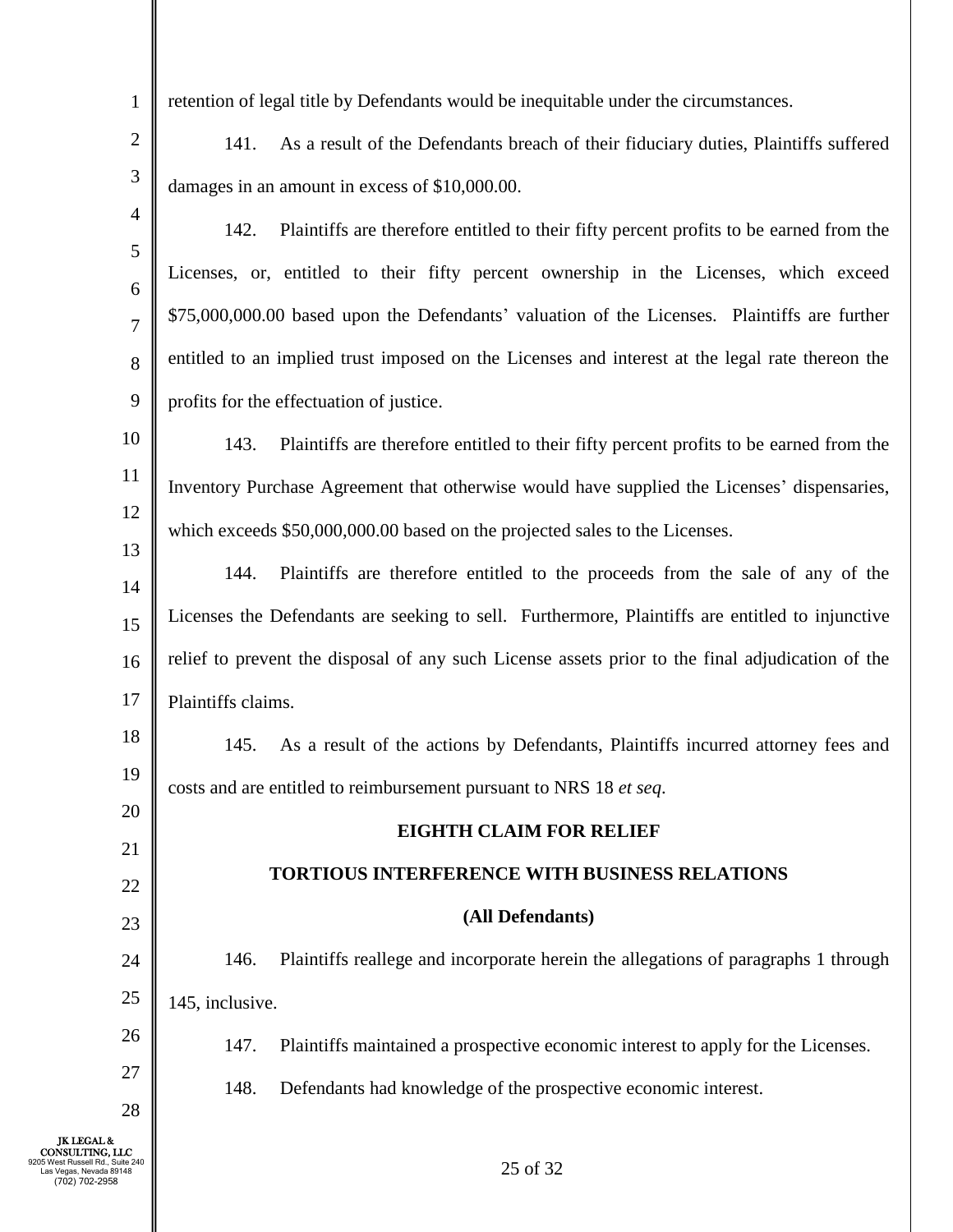retention of legal title by Defendants would be inequitable under the circumstances.

141. As a result of the Defendants breach of their fiduciary duties, Plaintiffs suffered damages in an amount in excess of $10,000.00.

142. Plaintiffs are therefore entitled to their fifty percent profits to be earned from the Licenses, or, entitled to their fifty percent ownership in the Licenses, which exceed $75,000,000.00 based upon the Defendants' valuation of the Licenses. Plaintiffs are further entitled to an implied trust imposed on the Licenses and interest at the legal rate thereon the profits for the effectuation of justice.

143. Plaintiffs are therefore entitled to their fifty percent profits to be earned from the Inventory Purchase Agreement that otherwise would have supplied the Licenses' dispensaries, which exceeds $50,000,000.00 based on the projected sales to the Licenses.

144. Plaintiffs are therefore entitled to the proceeds from the sale of any of the Licenses the Defendants are seeking to sell. Furthermore, Plaintiffs are entitled to injunctive relief to prevent the disposal of any such License assets prior to the final adjudication of the Plaintiffs claims.

145. As a result of the actions by Defendants, Plaintiffs incurred attorney fees and costs and are entitled to reimbursement pursuant to NRS 18 *et seq*.

**EIGHTH CLAIM FOR RELIEF**

**TORTIOUS INTERFERENCE WITH BUSINESS RELATIONS**

**(All Defendants)**

146. Plaintiffs reallege and incorporate herein the allegations of paragraphs 1 through 145, inclusive.

147. Plaintiffs maintained a prospective economic interest to apply for the Licenses.

148. Defendants had knowledge of the prospective economic interest.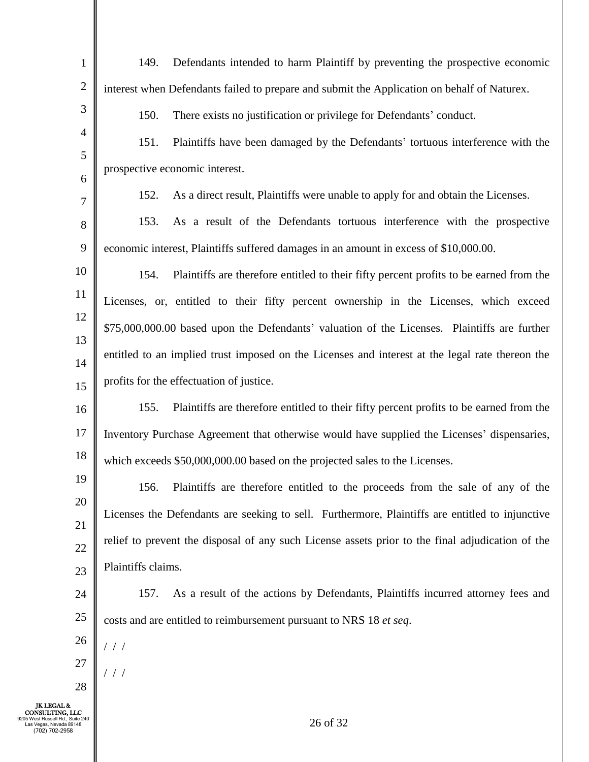149. Defendants intended to harm Plaintiff by preventing the prospective economic interest when Defendants failed to prepare and submit the Application on behalf of Naturex.

150. There exists no justification or privilege for Defendants' conduct.

151. Plaintiffs have been damaged by the Defendants' tortuous interference with the prospective economic interest.

152. As a direct result, Plaintiffs were unable to apply for and obtain the Licenses.

153. As a result of the Defendants tortuous interference with the prospective economic interest, Plaintiffs suffered damages in an amount in excess of $10,000.00.

154. Plaintiffs are therefore entitled to their fifty percent profits to be earned from the Licenses, or, entitled to their fifty percent ownership in the Licenses, which exceed $75,000,000.00 based upon the Defendants' valuation of the Licenses. Plaintiffs are further entitled to an implied trust imposed on the Licenses and interest at the legal rate thereon the profits for the effectuation of justice.

155. Plaintiffs are therefore entitled to their fifty percent profits to be earned from the Inventory Purchase Agreement that otherwise would have supplied the Licenses' dispensaries, which exceeds $50,000,000.00 based on the projected sales to the Licenses.

156. Plaintiffs are therefore entitled to the proceeds from the sale of any of the Licenses the Defendants are seeking to sell. Furthermore, Plaintiffs are entitled to injunctive relief to prevent the disposal of any such License assets prior to the final adjudication of the Plaintiffs claims.

157. As a result of the actions by Defendants, Plaintiffs incurred attorney fees and costs and are entitled to reimbursement pursuant to NRS 18 *et seq*.

/ / /

/ / /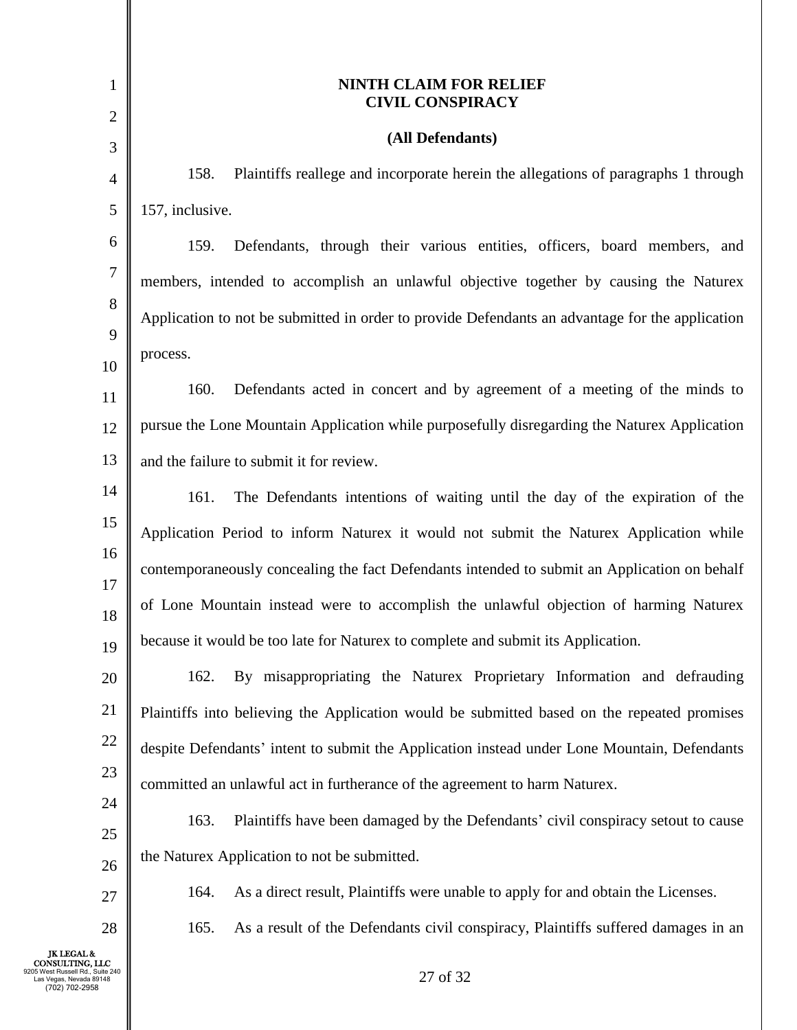**NINTH CLAIM FOR RELIEF**
**CIVIL CONSPIRACY**

**(All Defendants)**

158. Plaintiffs reallege and incorporate herein the allegations of paragraphs 1 through 157, inclusive.

159. Defendants, through their various entities, officers, board members, and members, intended to accomplish an unlawful objective together by causing the Naturex Application to not be submitted in order to provide Defendants an advantage for the application process.

160. Defendants acted in concert and by agreement of a meeting of the minds to pursue the Lone Mountain Application while purposefully disregarding the Naturex Application and the failure to submit it for review.

161. The Defendants intentions of waiting until the day of the expiration of the Application Period to inform Naturex it would not submit the Naturex Application while contemporaneously concealing the fact Defendants intended to submit an Application on behalf of Lone Mountain instead were to accomplish the unlawful objection of harming Naturex because it would be too late for Naturex to complete and submit its Application.

162. By misappropriating the Naturex Proprietary Information and defrauding Plaintiffs into believing the Application would be submitted based on the repeated promises despite Defendants' intent to submit the Application instead under Lone Mountain, Defendants committed an unlawful act in furtherance of the agreement to harm Naturex.

163. Plaintiffs have been damaged by the Defendants' civil conspiracy setout to cause the Naturex Application to not be submitted.

164. As a direct result, Plaintiffs were unable to apply for and obtain the Licenses.

165. As a result of the Defendants civil conspiracy, Plaintiffs suffered damages in an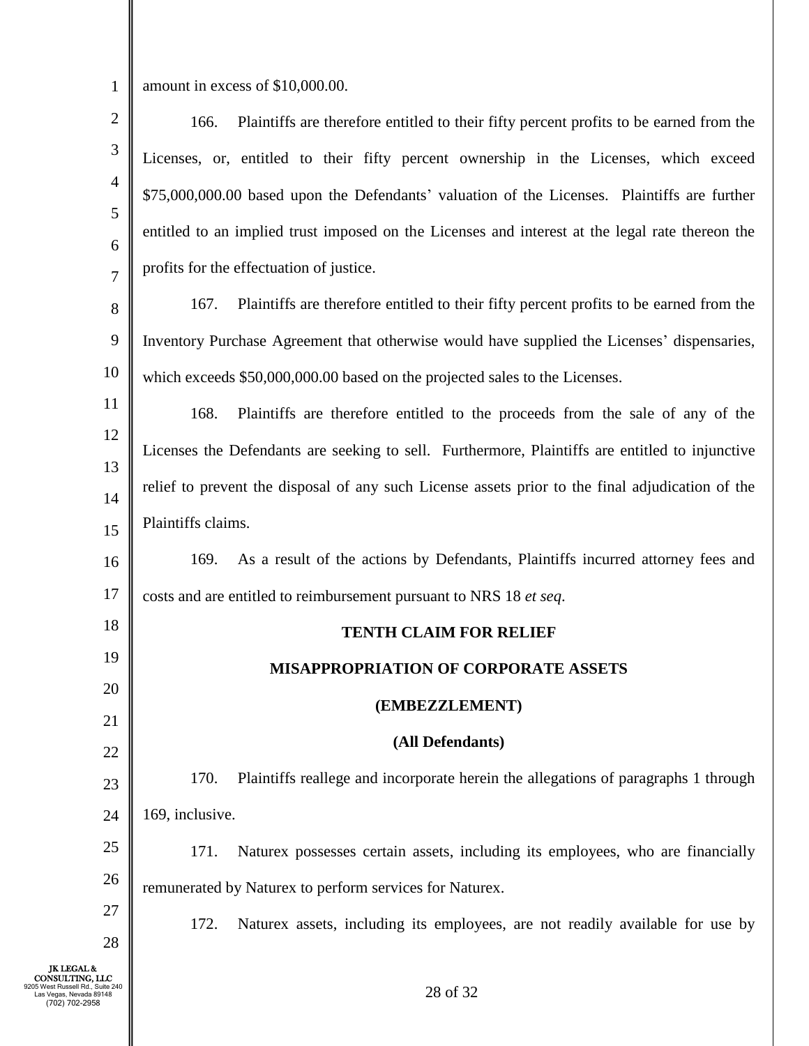amount in excess of $10,000.00.

166. Plaintiffs are therefore entitled to their fifty percent profits to be earned from the Licenses, or, entitled to their fifty percent ownership in the Licenses, which exceed $75,000,000.00 based upon the Defendants' valuation of the Licenses. Plaintiffs are further entitled to an implied trust imposed on the Licenses and interest at the legal rate thereon the profits for the effectuation of justice.

167. Plaintiffs are therefore entitled to their fifty percent profits to be earned from the Inventory Purchase Agreement that otherwise would have supplied the Licenses' dispensaries, which exceeds $50,000,000.00 based on the projected sales to the Licenses.

168. Plaintiffs are therefore entitled to the proceeds from the sale of any of the Licenses the Defendants are seeking to sell. Furthermore, Plaintiffs are entitled to injunctive relief to prevent the disposal of any such License assets prior to the final adjudication of the Plaintiffs claims.

169. As a result of the actions by Defendants, Plaintiffs incurred attorney fees and costs and are entitled to reimbursement pursuant to NRS 18 *et seq*.

**TENTH CLAIM FOR RELIEF**

**MISAPPROPRIATION OF CORPORATE ASSETS**

**(EMBEZZLEMENT)**

**(All Defendants)**

170. Plaintiffs reallege and incorporate herein the allegations of paragraphs 1 through 169, inclusive.

171. Naturex possesses certain assets, including its employees, who are financially remunerated by Naturex to perform services for Naturex.

172. Naturex assets, including its employees, are not readily available for use by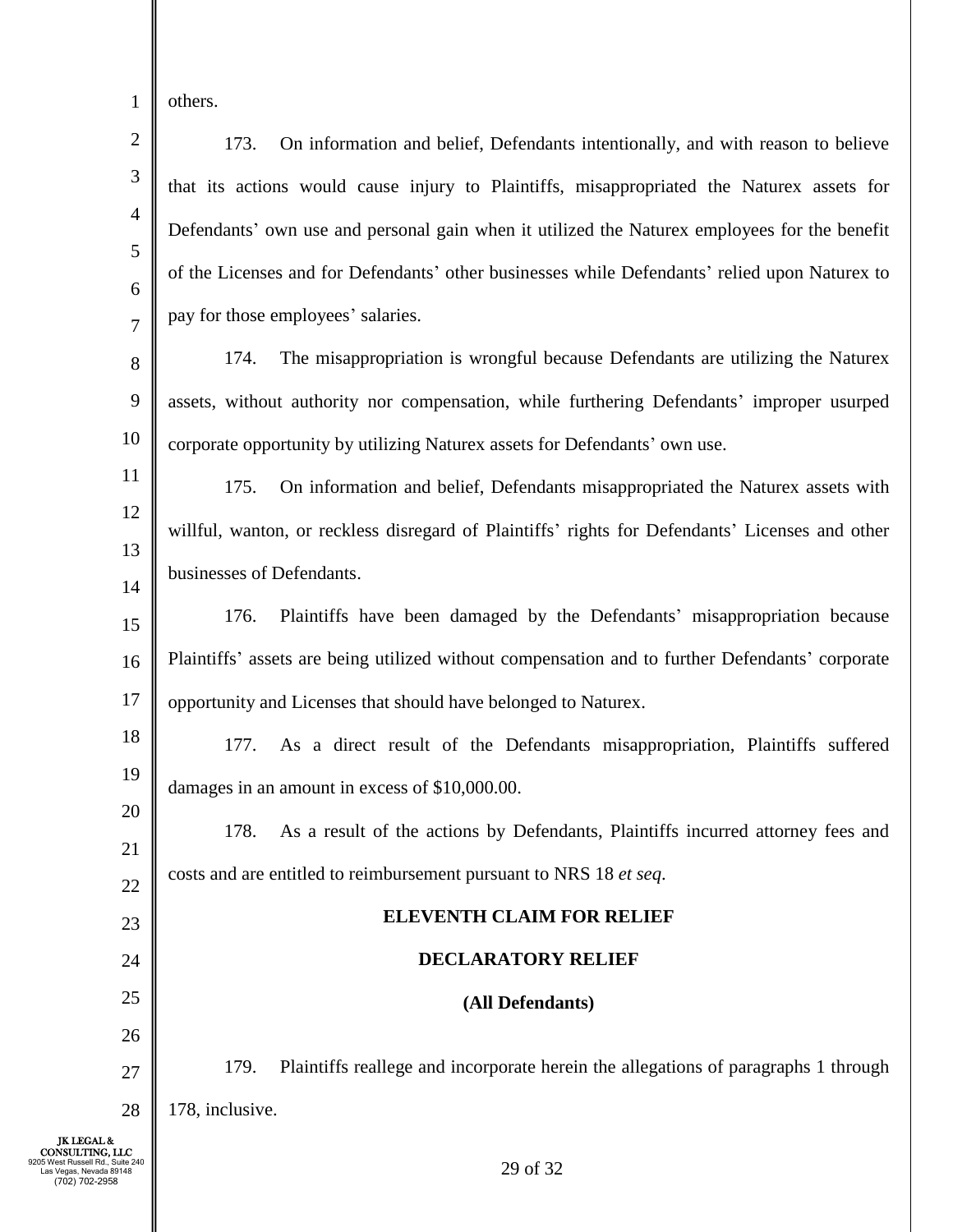others.

173. On information and belief, Defendants intentionally, and with reason to believe that its actions would cause injury to Plaintiffs, misappropriated the Naturex assets for Defendants' own use and personal gain when it utilized the Naturex employees for the benefit of the Licenses and for Defendants' other businesses while Defendants' relied upon Naturex to pay for those employees' salaries.

174. The misappropriation is wrongful because Defendants are utilizing the Naturex assets, without authority nor compensation, while furthering Defendants' improper usurped corporate opportunity by utilizing Naturex assets for Defendants' own use.

175. On information and belief, Defendants misappropriated the Naturex assets with willful, wanton, or reckless disregard of Plaintiffs' rights for Defendants' Licenses and other businesses of Defendants.

176. Plaintiffs have been damaged by the Defendants' misappropriation because Plaintiffs' assets are being utilized without compensation and to further Defendants' corporate opportunity and Licenses that should have belonged to Naturex.

177. As a direct result of the Defendants misappropriation, Plaintiffs suffered damages in an amount in excess of $10,000.00.

178. As a result of the actions by Defendants, Plaintiffs incurred attorney fees and costs and are entitled to reimbursement pursuant to NRS 18 *et seq*.

**ELEVENTH CLAIM FOR RELIEF**

**DECLARATORY RELIEF**

**(All Defendants)**

179. Plaintiffs reallege and incorporate herein the allegations of paragraphs 1 through 178, inclusive.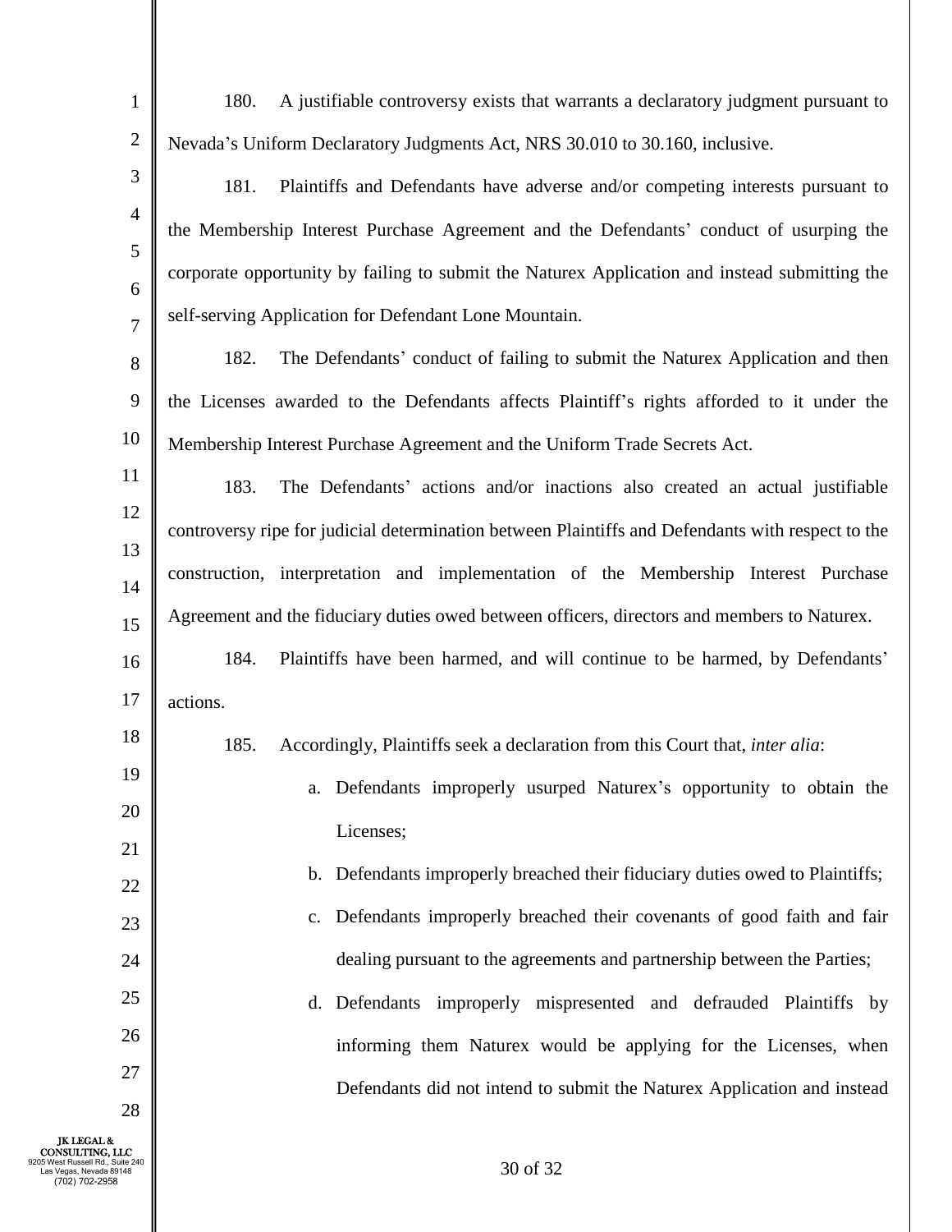180. A justifiable controversy exists that warrants a declaratory judgment pursuant to Nevada's Uniform Declaratory Judgments Act, NRS 30.010 to 30.160, inclusive.

181. Plaintiffs and Defendants have adverse and/or competing interests pursuant to the Membership Interest Purchase Agreement and the Defendants' conduct of usurping the corporate opportunity by failing to submit the Naturex Application and instead submitting the self-serving Application for Defendant Lone Mountain.

182. The Defendants' conduct of failing to submit the Naturex Application and then the Licenses awarded to the Defendants affects Plaintiff's rights afforded to it under the Membership Interest Purchase Agreement and the Uniform Trade Secrets Act.

183. The Defendants' actions and/or inactions also created an actual justifiable controversy ripe for judicial determination between Plaintiffs and Defendants with respect to the construction, interpretation and implementation of the Membership Interest Purchase Agreement and the fiduciary duties owed between officers, directors and members to Naturex.

184. Plaintiffs have been harmed, and will continue to be harmed, by Defendants' actions.

185. Accordingly, Plaintiffs seek a declaration from this Court that, *inter alia*:

a. Defendants improperly usurped Naturex's opportunity to obtain the Licenses;

b. Defendants improperly breached their fiduciary duties owed to Plaintiffs;

c. Defendants improperly breached their covenants of good faith and fair dealing pursuant to the agreements and partnership between the Parties;

d. Defendants improperly mispresented and defrauded Plaintiffs by informing them Naturex would be applying for the Licenses, when Defendants did not intend to submit the Naturex Application and instead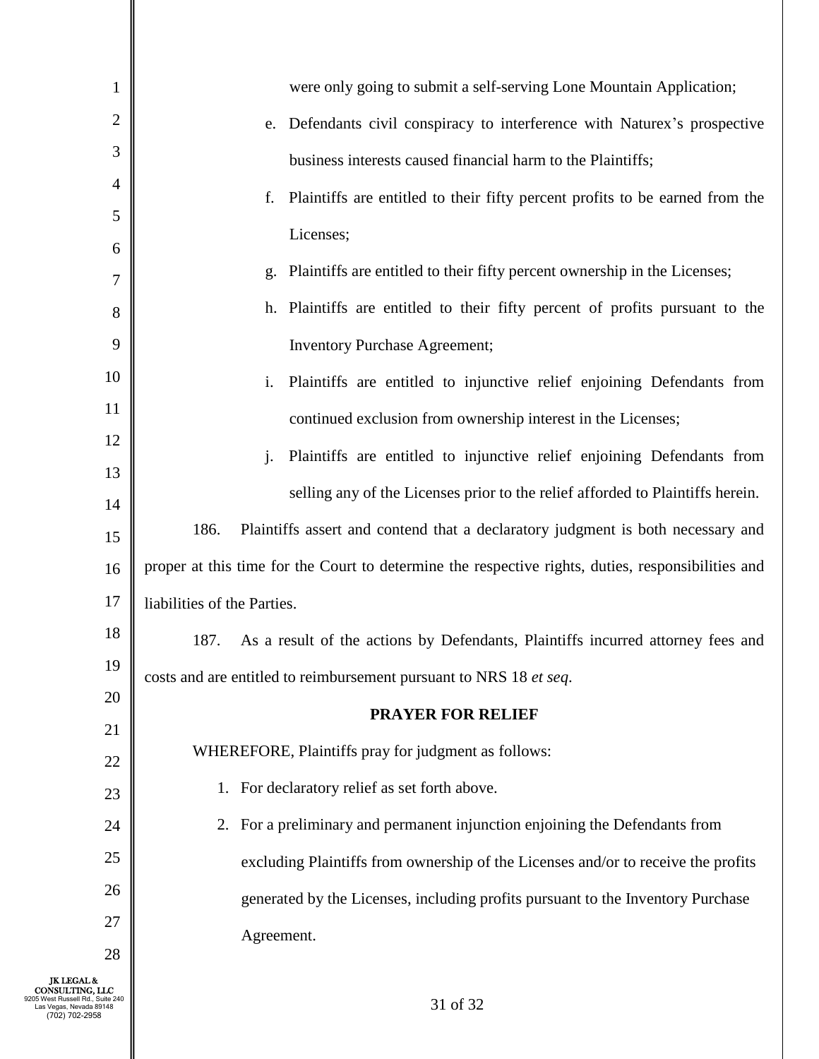were only going to submit a self-serving Lone Mountain Application;

e. Defendants civil conspiracy to interference with Naturex's prospective business interests caused financial harm to the Plaintiffs;

f. Plaintiffs are entitled to their fifty percent profits to be earned from the Licenses;

g. Plaintiffs are entitled to their fifty percent ownership in the Licenses;

h. Plaintiffs are entitled to their fifty percent of profits pursuant to the Inventory Purchase Agreement;

i. Plaintiffs are entitled to injunctive relief enjoining Defendants from continued exclusion from ownership interest in the Licenses;

j. Plaintiffs are entitled to injunctive relief enjoining Defendants from selling any of the Licenses prior to the relief afforded to Plaintiffs herein.

186. Plaintiffs assert and contend that a declaratory judgment is both necessary and proper at this time for the Court to determine the respective rights, duties, responsibilities and liabilities of the Parties.

187. As a result of the actions by Defendants, Plaintiffs incurred attorney fees and costs and are entitled to reimbursement pursuant to NRS 18 *et seq*.

**PRAYER FOR RELIEF**

WHEREFORE, Plaintiffs pray for judgment as follows:

1. For declaratory relief as set forth above.
2. For a preliminary and permanent injunction enjoining the Defendants from excluding Plaintiffs from ownership of the Licenses and/or to receive the profits generated by the Licenses, including profits pursuant to the Inventory Purchase Agreement.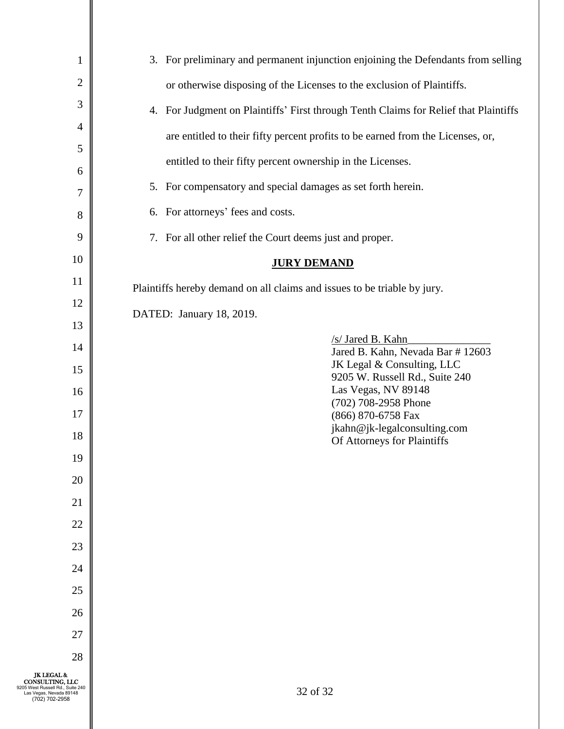3. For preliminary and permanent injunction enjoining the Defendants from selling or otherwise disposing of the Licenses to the exclusion of Plaintiffs.
4. For Judgment on Plaintiffs' First through Tenth Claims for Relief that Plaintiffs are entitled to their fifty percent profits to be earned from the Licenses, or, entitled to their fifty percent ownership in the Licenses.
5. For compensatory and special damages as set forth herein.
6. For attorneys' fees and costs.
7. For all other relief the Court deems just and proper.

**JURY DEMAND**

Plaintiffs hereby demand on all claims and issues to be triable by jury.

DATED: January 18, 2019.

/s/ Jared B. Kahn
Jared B. Kahn, Nevada Bar # 12603
JK Legal & Consulting, LLC
9205 W. Russell Rd., Suite 240
Las Vegas, NV 89148
(702) 708-2958 Phone
(866) 870-6758 Fax
jkahn@jk-legalconsulting.com
Of Attorneys for Plaintiffs